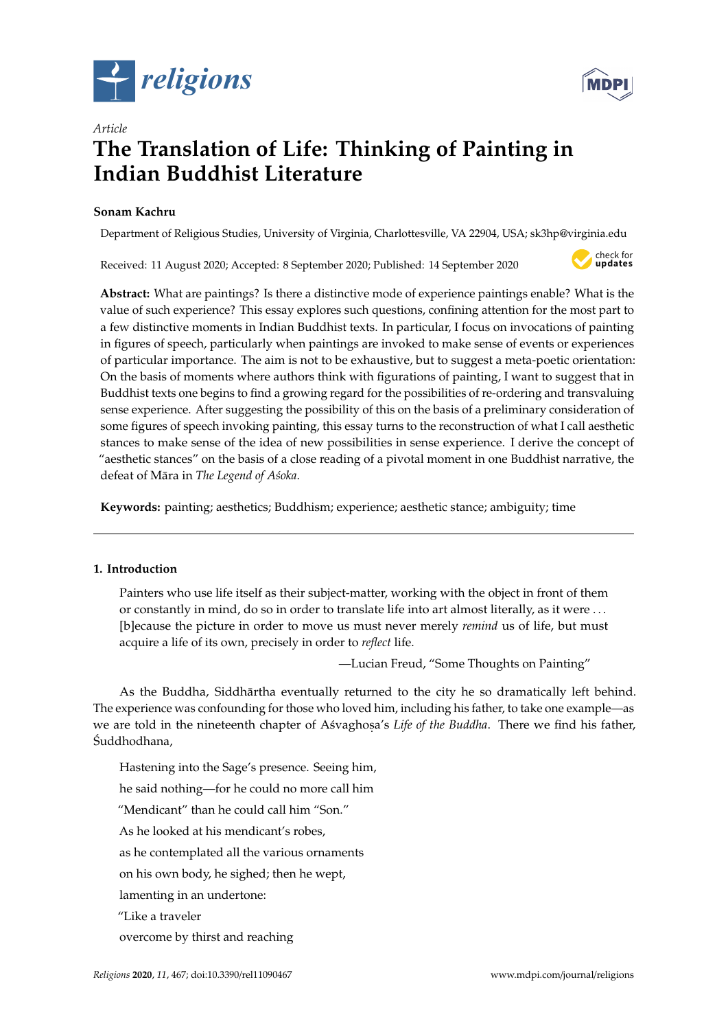*Article*

# The Translation of Life: Thinking of Painting in Indian Buddhist Literature

**Sonam Kachru**

Department of Religious Studies, University of Virginia, Charlottesville, VA 22904, USA; sk3hp@virginia.edu

Received: 11 August 2020; Accepted: 8 September 2020; Published: 14 September 2020

**Abstract:** What are paintings? Is there a distinctive mode of experience paintings enable? What is the value of such experience? This essay explores such questions, confining attention for the most part to a few distinctive moments in Indian Buddhist texts. In particular, I focus on invocations of painting in figures of speech, particularly when paintings are invoked to make sense of events or experiences of particular importance. The aim is not to be exhaustive, but to suggest a meta-poetic orientation: On the basis of moments where authors think with figurations of painting, I want to suggest that in Buddhist texts one begins to find a growing regard for the possibilities of re-ordering and transvaluing sense experience. After suggesting the possibility of this on the basis of a preliminary consideration of some figures of speech invoking painting, this essay turns to the reconstruction of what I call aesthetic stances to make sense of the idea of new possibilities in sense experience. I derive the concept of "aesthetic stances" on the basis of a close reading of a pivotal moment in one Buddhist narrative, the defeat of Māra in *The Legend of Aśoka*.

**Keywords:** painting; aesthetics; Buddhism; experience; aesthetic stance; ambiguity; time

---

## 1. Introduction

> Painters who use life itself as their subject-matter, working with the object in front of them or constantly in mind, do so in order to translate life into art almost literally, as it were . . . [b]ecause the picture in order to move us must never merely *remind* us of life, but must acquire a life of its own, precisely in order to *reflect* life.
>
> —Lucian Freud, "Some Thoughts on Painting"

As the Buddha, Siddhārtha eventually returned to the city he so dramatically left behind. The experience was confounding for those who loved him, including his father, to take one example—as we are told in the nineteenth chapter of Aśvaghoṣa's *Life of the Buddha*. There we find his father, Śuddhodhana,

> Hastening into the Sage's presence. Seeing him,
> he said nothing—for he could no more call him
> "Mendicant" than he could call him "Son."
> As he looked at his mendicant's robes,
> as he contemplated all the various ornaments
> on his own body, he sighed; then he wept,
> lamenting in an undertone:
> "Like a traveler
> overcome by thirst and reaching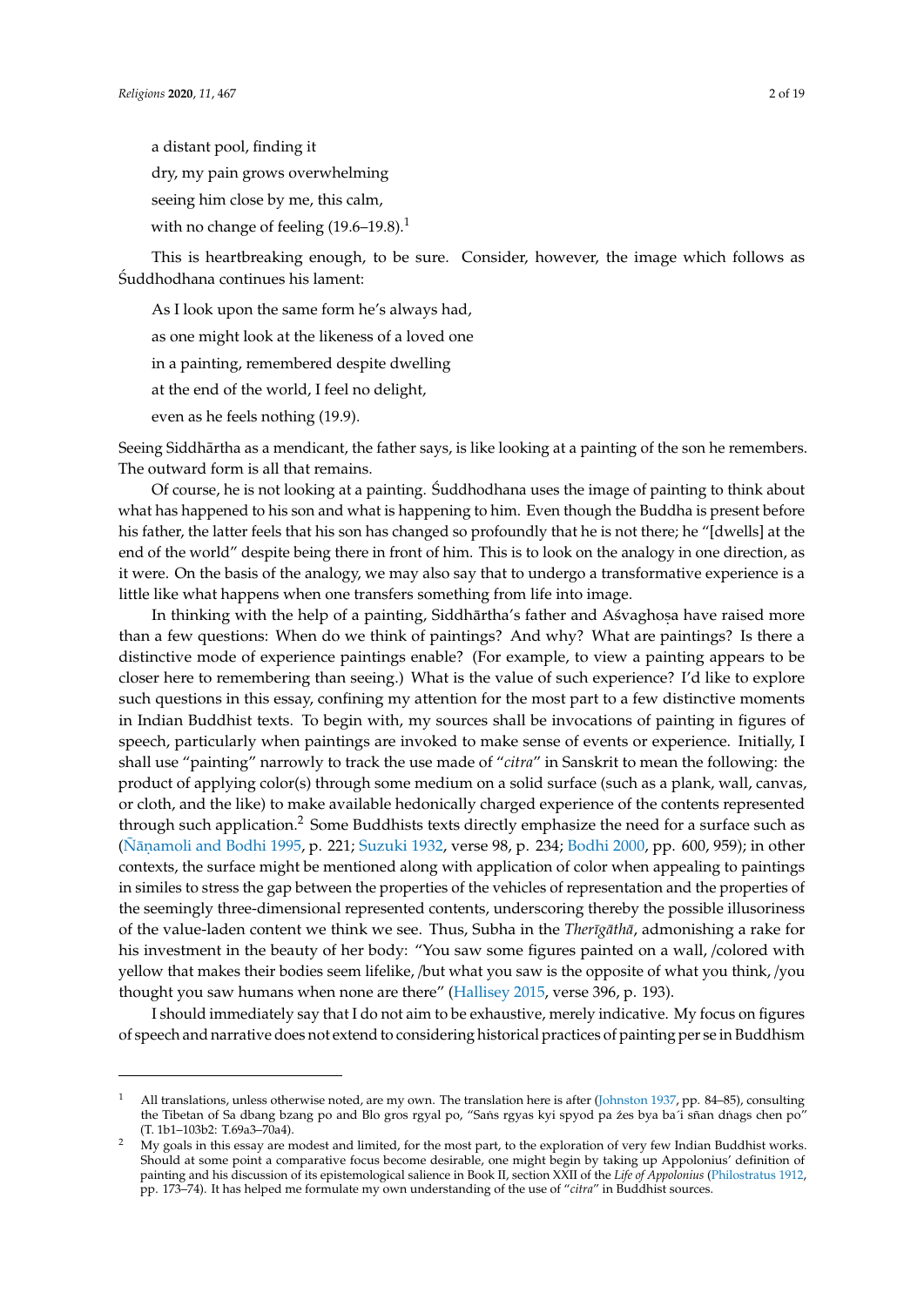a distant pool, finding it

dry, my pain grows overwhelming

seeing him close by me, this calm,

with no change of feeling (19.6–19.8).[1]

This is heartbreaking enough, to be sure. Consider, however, the image which follows as Śuddhodhana continues his lament:

As I look upon the same form he's always had,

as one might look at the likeness of a loved one

in a painting, remembered despite dwelling

at the end of the world, I feel no delight,

even as he feels nothing (19.9).

Seeing Siddhārtha as a mendicant, the father says, is like looking at a painting of the son he remembers. The outward form is all that remains.

Of course, he is not looking at a painting. Śuddhodhana uses the image of painting to think about what has happened to his son and what is happening to him. Even though the Buddha is present before his father, the latter feels that his son has changed so profoundly that he is not there; he "[dwells] at the end of the world" despite being there in front of him. This is to look on the analogy in one direction, as it were. On the basis of the analogy, we may also say that to undergo a transformative experience is a little like what happens when one transfers something from life into image.

In thinking with the help of a painting, Siddhārtha's father and Aśvaghoṣa have raised more than a few questions: When do we think of paintings? And why? What are paintings? Is there a distinctive mode of experience paintings enable? (For example, to view a painting appears to be closer here to remembering than seeing.) What is the value of such experience? I'd like to explore such questions in this essay, confining my attention for the most part to a few distinctive moments in Indian Buddhist texts. To begin with, my sources shall be invocations of painting in figures of speech, particularly when paintings are invoked to make sense of events or experience. Initially, I shall use "painting" narrowly to track the use made of "*citra*" in Sanskrit to mean the following: the product of applying color(s) through some medium on a solid surface (such as a plank, wall, canvas, or cloth, and the like) to make available hedonically charged experience of the contents represented through such application.[2] Some Buddhists texts directly emphasize the need for a surface such as (Ñāṇamoli and Bodhi 1995, p. 221; Suzuki 1932, verse 98, p. 234; Bodhi 2000, pp. 600, 959); in other contexts, the surface might be mentioned along with application of color when appealing to paintings in similes to stress the gap between the properties of the vehicles of representation and the properties of the seemingly three-dimensional represented contents, underscoring thereby the possible illusoriness of the value-laden content we think we see. Thus, Subha in the *Therīgāthā*, admonishing a rake for his investment in the beauty of her body: "You saw some figures painted on a wall, /colored with yellow that makes their bodies seem lifelike, /but what you saw is the opposite of what you think, /you thought you saw humans when none are there" (Hallisey 2015, verse 396, p. 193).

I should immediately say that I do not aim to be exhaustive, merely indicative. My focus on figures of speech and narrative does not extend to considering historical practices of painting per se in Buddhism

---

[1] All translations, unless otherwise noted, are my own. The translation here is after (Johnston 1937, pp. 84–85), consulting the Tibetan of Sa dbang bzang po and Blo gros rgyal po, "Saṅs rgyas kyi spyod pa źes bya ba'i sñan dṅags chen po" (T. 1b1–103b2: T.69a3–70a4).

[2] My goals in this essay are modest and limited, for the most part, to the exploration of very few Indian Buddhist works. Should at some point a comparative focus become desirable, one might begin by taking up Appolonius' definition of painting and his discussion of its epistemological salience in Book II, section XXII of the *Life of Appolonius* (Philostratus 1912, pp. 173–74). It has helped me formulate my own understanding of the use of "*citra*" in Buddhist sources.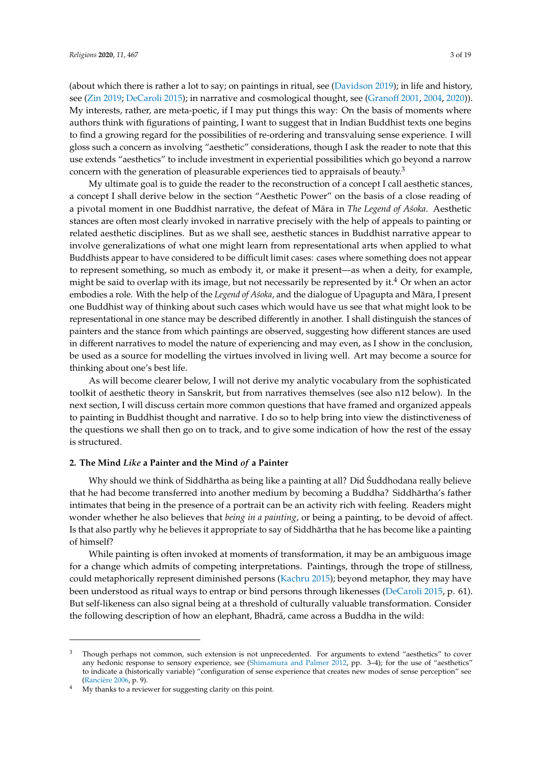(about which there is rather a lot to say; on paintings in ritual, see (Davidson 2019); in life and history, see (Zin 2019; DeCaroli 2015); in narrative and cosmological thought, see (Granoff 2001, 2004, 2020)). My interests, rather, are meta-poetic, if I may put things this way: On the basis of moments where authors think with figurations of painting, I want to suggest that in Indian Buddhist texts one begins to find a growing regard for the possibilities of re-ordering and transvaluing sense experience. I will gloss such a concern as involving "aesthetic" considerations, though I ask the reader to note that this use extends "aesthetics" to include investment in experiential possibilities which go beyond a narrow concern with the generation of pleasurable experiences tied to appraisals of beauty.[3]

My ultimate goal is to guide the reader to the reconstruction of a concept I call aesthetic stances, a concept I shall derive below in the section "Aesthetic Power" on the basis of a close reading of a pivotal moment in one Buddhist narrative, the defeat of Māra in *The Legend of Aśoka*. Aesthetic stances are often most clearly invoked in narrative precisely with the help of appeals to painting or related aesthetic disciplines. But as we shall see, aesthetic stances in Buddhist narrative appear to involve generalizations of what one might learn from representational arts when applied to what Buddhists appear to have considered to be difficult limit cases: cases where something does not appear to represent something, so much as embody it, or make it present—as when a deity, for example, might be said to overlap with its image, but not necessarily be represented by it.[4] Or when an actor embodies a role. With the help of the *Legend of Aśoka*, and the dialogue of Upagupta and Māra, I present one Buddhist way of thinking about such cases which would have us see that what might look to be representational in one stance may be described differently in another. I shall distinguish the stances of painters and the stance from which paintings are observed, suggesting how different stances are used in different narratives to model the nature of experiencing and may even, as I show in the conclusion, be used as a source for modelling the virtues involved in living well. Art may become a source for thinking about one's best life.

As will become clearer below, I will not derive my analytic vocabulary from the sophisticated toolkit of aesthetic theory in Sanskrit, but from narratives themselves (see also n12 below). In the next section, I will discuss certain more common questions that have framed and organized appeals to painting in Buddhist thought and narrative. I do so to help bring into view the distinctiveness of the questions we shall then go on to track, and to give some indication of how the rest of the essay is structured.

## 2. The Mind *Like* a Painter and the Mind *of* a Painter

Why should we think of Siddhārtha as being like a painting at all? Did Śuddhodana really believe that he had become transferred into another medium by becoming a Buddha? Siddhārtha's father intimates that being in the presence of a portrait can be an activity rich with feeling. Readers might wonder whether he also believes that *being in a painting*, or being a painting, to be devoid of affect. Is that also partly why he believes it appropriate to say of Siddhārtha that he has become like a painting of himself?

While painting is often invoked at moments of transformation, it may be an ambiguous image for a change which admits of competing interpretations. Paintings, through the trope of stillness, could metaphorically represent diminished persons (Kachru 2015); beyond metaphor, they may have been understood as ritual ways to entrap or bind persons through likenesses (DeCaroli 2015, p. 61). But self-likeness can also signal being at a threshold of culturally valuable transformation. Consider the following description of how an elephant, Bhadrā, came across a Buddha in the wild:

---

[3] Though perhaps not common, such extension is not unprecedented. For arguments to extend "aesthetics" to cover any hedonic response to sensory experience, see (Shimamura and Palmer 2012, pp. 3–4); for the use of "aesthetics" to indicate a (historically variable) "configuration of sense experience that creates new modes of sense perception" see (Rancière 2006, p. 9).

[4] My thanks to a reviewer for suggesting clarity on this point.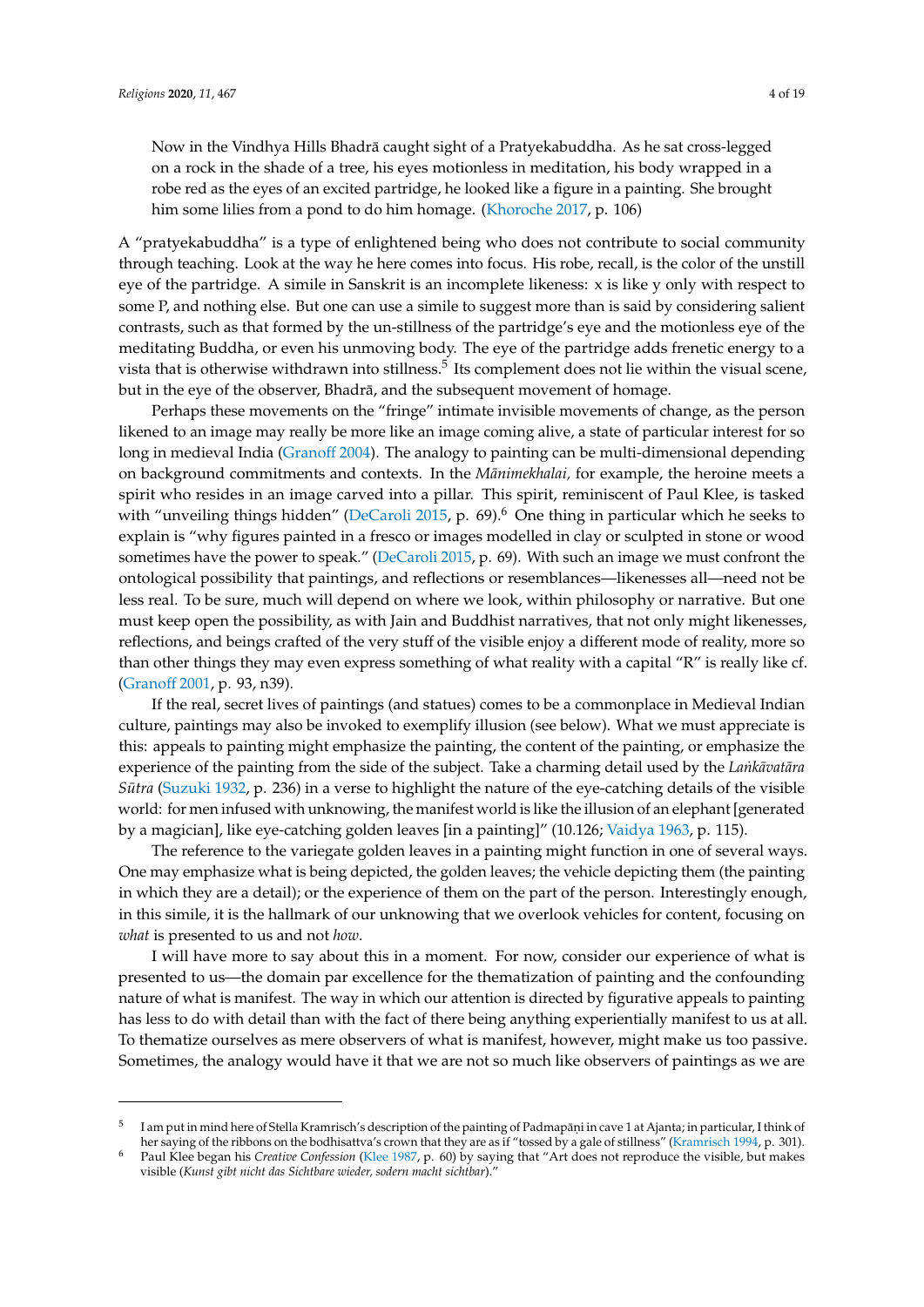> Now in the Vindhya Hills Bhadrā caught sight of a Pratyekabuddha. As he sat cross-legged on a rock in the shade of a tree, his eyes motionless in meditation, his body wrapped in a robe red as the eyes of an excited partridge, he looked like a figure in a painting. She brought him some lilies from a pond to do him homage. (Khoroche 2017, p. 106)

A "pratyekabuddha" is a type of enlightened being who does not contribute to social community through teaching. Look at the way he here comes into focus. His robe, recall, is the color of the unstill eye of the partridge. A simile in Sanskrit is an incomplete likeness: x is like y only with respect to some P, and nothing else. But one can use a simile to suggest more than is said by considering salient contrasts, such as that formed by the un-stillness of the partridge's eye and the motionless eye of the meditating Buddha, or even his unmoving body. The eye of the partridge adds frenetic energy to a vista that is otherwise withdrawn into stillness.[5] Its complement does not lie within the visual scene, but in the eye of the observer, Bhadrā, and the subsequent movement of homage.

Perhaps these movements on the "fringe" intimate invisible movements of change, as the person likened to an image may really be more like an image coming alive, a state of particular interest for so long in medieval India (Granoff 2004). The analogy to painting can be multi-dimensional depending on background commitments and contexts. In the *Mānimekhalai,* for example, the heroine meets a spirit who resides in an image carved into a pillar. This spirit, reminiscent of Paul Klee, is tasked with "unveiling things hidden" (DeCaroli 2015, p. 69).[6] One thing in particular which he seeks to explain is "why figures painted in a fresco or images modelled in clay or sculpted in stone or wood sometimes have the power to speak." (DeCaroli 2015, p. 69). With such an image we must confront the ontological possibility that paintings, and reflections or resemblances—likenesses all—need not be less real. To be sure, much will depend on where we look, within philosophy or narrative. But one must keep open the possibility, as with Jain and Buddhist narratives, that not only might likenesses, reflections, and beings crafted of the very stuff of the visible enjoy a different mode of reality, more so than other things they may even express something of what reality with a capital "R" is really like cf. (Granoff 2001, p. 93, n39).

If the real, secret lives of paintings (and statues) comes to be a commonplace in Medieval Indian culture, paintings may also be invoked to exemplify illusion (see below). What we must appreciate is this: appeals to painting might emphasize the painting, the content of the painting, or emphasize the experience of the painting from the side of the subject. Take a charming detail used by the *Laṅkāvatāra Sūtra* (Suzuki 1932, p. 236) in a verse to highlight the nature of the eye-catching details of the visible world: for men infused with unknowing, the manifest world is like the illusion of an elephant [generated by a magician], like eye-catching golden leaves [in a painting]" (10.126; Vaidya 1963, p. 115).

The reference to the variegate golden leaves in a painting might function in one of several ways. One may emphasize what is being depicted, the golden leaves; the vehicle depicting them (the painting in which they are a detail); or the experience of them on the part of the person. Interestingly enough, in this simile, it is the hallmark of our unknowing that we overlook vehicles for content, focusing on *what* is presented to us and not *how*.

I will have more to say about this in a moment. For now, consider our experience of what is presented to us—the domain par excellence for the thematization of painting and the confounding nature of what is manifest. The way in which our attention is directed by figurative appeals to painting has less to do with detail than with the fact of there being anything experientially manifest to us at all. To thematize ourselves as mere observers of what is manifest, however, might make us too passive. Sometimes, the analogy would have it that we are not so much like observers of paintings as we are

---

[5] I am put in mind here of Stella Kramrisch's description of the painting of Padmapāṇi in cave 1 at Ajanta; in particular, I think of her saying of the ribbons on the bodhisattva's crown that they are as if "tossed by a gale of stillness" (Kramrisch 1994, p. 301).

[6] Paul Klee began his *Creative Confession* (Klee 1987, p. 60) by saying that "Art does not reproduce the visible, but makes visible (*Kunst gibt nicht das Sichtbare wieder, sodern macht sichtbar*)."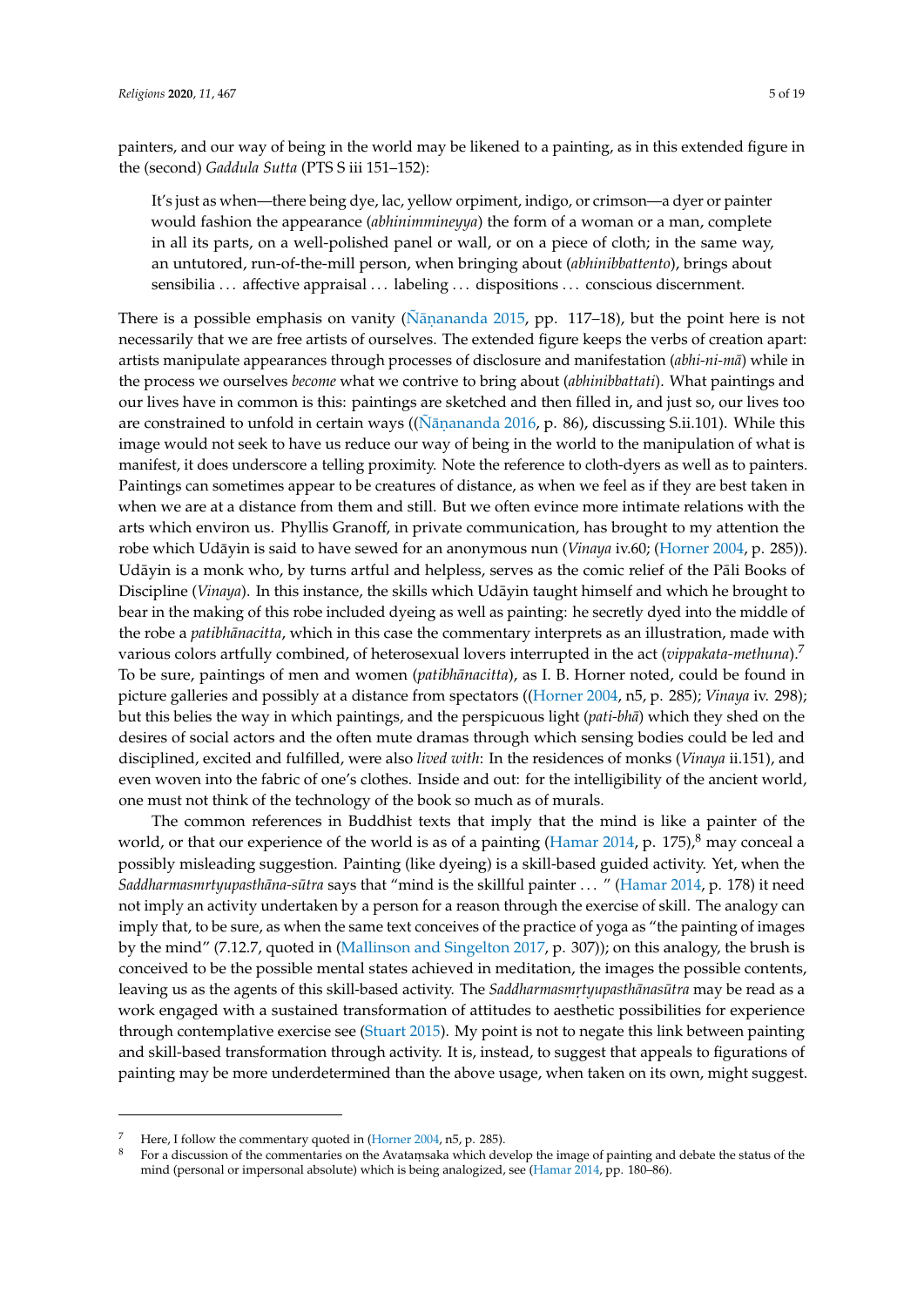painters, and our way of being in the world may be likened to a painting, as in this extended figure in the (second) *Gaddula Sutta* (PTS S iii 151–152):

> It's just as when—there being dye, lac, yellow orpiment, indigo, or crimson—a dyer or painter would fashion the appearance (*abhinimmineyya*) the form of a woman or a man, complete in all its parts, on a well-polished panel or wall, or on a piece of cloth; in the same way, an untutored, run-of-the-mill person, when bringing about (*abhinibbattento*), brings about sensibilia . . . affective appraisal . . . labeling . . . dispositions . . . conscious discernment.

There is a possible emphasis on vanity (Ñāṇananda 2015, pp. 117–18), but the point here is not necessarily that we are free artists of ourselves. The extended figure keeps the verbs of creation apart: artists manipulate appearances through processes of disclosure and manifestation (*abhi-ni-mā*) while in the process we ourselves *become* what we contrive to bring about (*abhinibbattati*). What paintings and our lives have in common is this: paintings are sketched and then filled in, and just so, our lives too are constrained to unfold in certain ways ((Ñāṇananda 2016, p. 86), discussing S.ii.101). While this image would not seek to have us reduce our way of being in the world to the manipulation of what is manifest, it does underscore a telling proximity. Note the reference to cloth-dyers as well as to painters. Paintings can sometimes appear to be creatures of distance, as when we feel as if they are best taken in when we are at a distance from them and still. But we often evince more intimate relations with the arts which environ us. Phyllis Granoff, in private communication, has brought to my attention the robe which Udāyin is said to have sewed for an anonymous nun (*Vinaya* iv.60; (Horner 2004, p. 285)). Udāyin is a monk who, by turns artful and helpless, serves as the comic relief of the Pāli Books of Discipline (*Vinaya*). In this instance, the skills which Udāyin taught himself and which he brought to bear in the making of this robe included dyeing as well as painting: he secretly dyed into the middle of the robe a *patibhānacitta*, which in this case the commentary interprets as an illustration, made with various colors artfully combined, of heterosexual lovers interrupted in the act (*vippakata-methuna*).[7] To be sure, paintings of men and women (*patibhānacitta*), as I. B. Horner noted, could be found in picture galleries and possibly at a distance from spectators ((Horner 2004, n5, p. 285); *Vinaya* iv. 298); but this belies the way in which paintings, and the perspicuous light (*pati-bhā*) which they shed on the desires of social actors and the often mute dramas through which sensing bodies could be led and disciplined, excited and fulfilled, were also *lived with*: In the residences of monks (*Vinaya* ii.151), and even woven into the fabric of one's clothes. Inside and out: for the intelligibility of the ancient world, one must not think of the technology of the book so much as of murals.

The common references in Buddhist texts that imply that the mind is like a painter of the world, or that our experience of the world is as of a painting (Hamar 2014, p. 175),[8] may conceal a possibly misleading suggestion. Painting (like dyeing) is a skill-based guided activity. Yet, when the *Saddharmasmrtyupasthāna-sūtra* says that "mind is the skillful painter . . . " (Hamar 2014, p. 178) it need not imply an activity undertaken by a person for a reason through the exercise of skill. The analogy can imply that, to be sure, as when the same text conceives of the practice of yoga as "the painting of images by the mind" (7.12.7, quoted in (Mallinson and Singelton 2017, p. 307)); on this analogy, the brush is conceived to be the possible mental states achieved in meditation, the images the possible contents, leaving us as the agents of this skill-based activity. The *Saddharmasmṛtyupasthānasūtra* may be read as a work engaged with a sustained transformation of attitudes to aesthetic possibilities for experience through contemplative exercise see (Stuart 2015). My point is not to negate this link between painting and skill-based transformation through activity. It is, instead, to suggest that appeals to figurations of painting may be more underdetermined than the above usage, when taken on its own, might suggest.

---

[7] Here, I follow the commentary quoted in (Horner 2004, n5, p. 285).

[8] For a discussion of the commentaries on the Avataṃsaka which develop the image of painting and debate the status of the mind (personal or impersonal absolute) which is being analogized, see (Hamar 2014, pp. 180–86).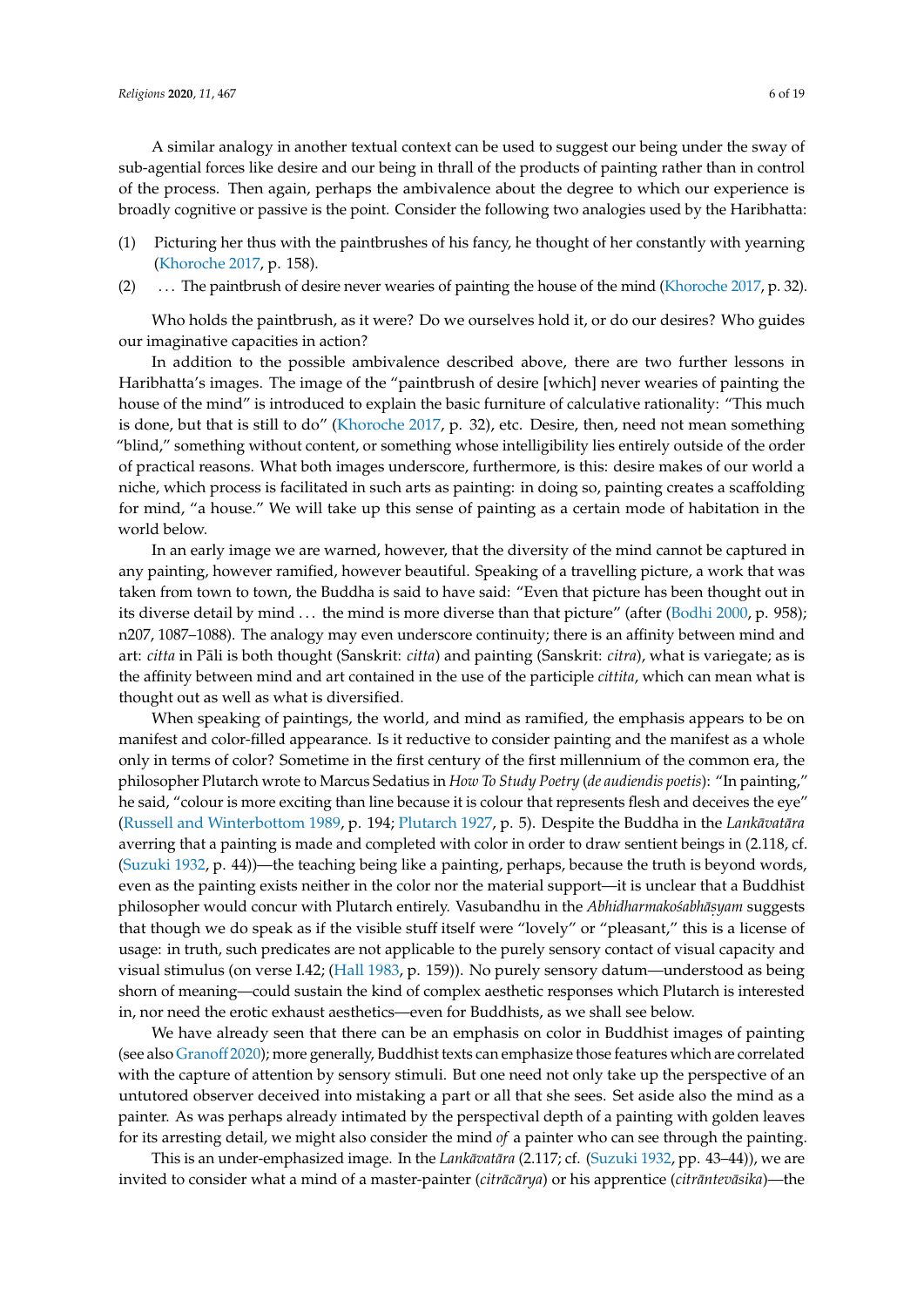A similar analogy in another textual context can be used to suggest our being under the sway of sub-agential forces like desire and our being in thrall of the products of painting rather than in control of the process. Then again, perhaps the ambivalence about the degree to which our experience is broadly cognitive or passive is the point. Consider the following two analogies used by the Haribhatta:

(1) Picturing her thus with the paintbrushes of his fancy, he thought of her constantly with yearning (Khoroche 2017, p. 158).

(2) ... The paintbrush of desire never wearies of painting the house of the mind (Khoroche 2017, p. 32).

Who holds the paintbrush, as it were? Do we ourselves hold it, or do our desires? Who guides our imaginative capacities in action?

In addition to the possible ambivalence described above, there are two further lessons in Haribhatta's images. The image of the "paintbrush of desire [which] never wearies of painting the house of the mind" is introduced to explain the basic furniture of calculative rationality: "This much is done, but that is still to do" (Khoroche 2017, p. 32), etc. Desire, then, need not mean something "blind," something without content, or something whose intelligibility lies entirely outside of the order of practical reasons. What both images underscore, furthermore, is this: desire makes of our world a niche, which process is facilitated in such arts as painting: in doing so, painting creates a scaffolding for mind, "a house." We will take up this sense of painting as a certain mode of habitation in the world below.

In an early image we are warned, however, that the diversity of the mind cannot be captured in any painting, however ramified, however beautiful. Speaking of a travelling picture, a work that was taken from town to town, the Buddha is said to have said: "Even that picture has been thought out in its diverse detail by mind ... the mind is more diverse than that picture" (after (Bodhi 2000, p. 958); n207, 1087–1088). The analogy may even underscore continuity; there is an affinity between mind and art: *citta* in Pāli is both thought (Sanskrit: *citta*) and painting (Sanskrit: *citra*), what is variegate; as is the affinity between mind and art contained in the use of the participle *cittita*, which can mean what is thought out as well as what is diversified.

When speaking of paintings, the world, and mind as ramified, the emphasis appears to be on manifest and color-filled appearance. Is it reductive to consider painting and the manifest as a whole only in terms of color? Sometime in the first century of the first millennium of the common era, the philosopher Plutarch wrote to Marcus Sedatius in *How To Study Poetry* (*de audiendis poetis*): "In painting," he said, "colour is more exciting than line because it is colour that represents flesh and deceives the eye" (Russell and Winterbottom 1989, p. 194; Plutarch 1927, p. 5). Despite the Buddha in the *Laṅkāvatāra* averring that a painting is made and completed with color in order to draw sentient beings in (2.118, cf. (Suzuki 1932, p. 44))—the teaching being like a painting, perhaps, because the truth is beyond words, even as the painting exists neither in the color nor the material support—it is unclear that a Buddhist philosopher would concur with Plutarch entirely. Vasubandhu in the *Abhidharmakośabhāṣyam* suggests that though we do speak as if the visible stuff itself were "lovely" or "pleasant," this is a license of usage: in truth, such predicates are not applicable to the purely sensory contact of visual capacity and visual stimulus (on verse I.42; (Hall 1983, p. 159)). No purely sensory datum—understood as being shorn of meaning—could sustain the kind of complex aesthetic responses which Plutarch is interested in, nor need the erotic exhaust aesthetics—even for Buddhists, as we shall see below.

We have already seen that there can be an emphasis on color in Buddhist images of painting (see also Granoff 2020); more generally, Buddhist texts can emphasize those features which are correlated with the capture of attention by sensory stimuli. But one need not only take up the perspective of an untutored observer deceived into mistaking a part or all that she sees. Set aside also the mind as a painter. As was perhaps already intimated by the perspectival depth of a painting with golden leaves for its arresting detail, we might also consider the mind *of* a painter who can see through the painting.

This is an under-emphasized image. In the *Laṅkāvatāra* (2.117; cf. (Suzuki 1932, pp. 43–44)), we are invited to consider what a mind of a master-painter (*citrācārya*) or his apprentice (*citrāntevāsika*)—the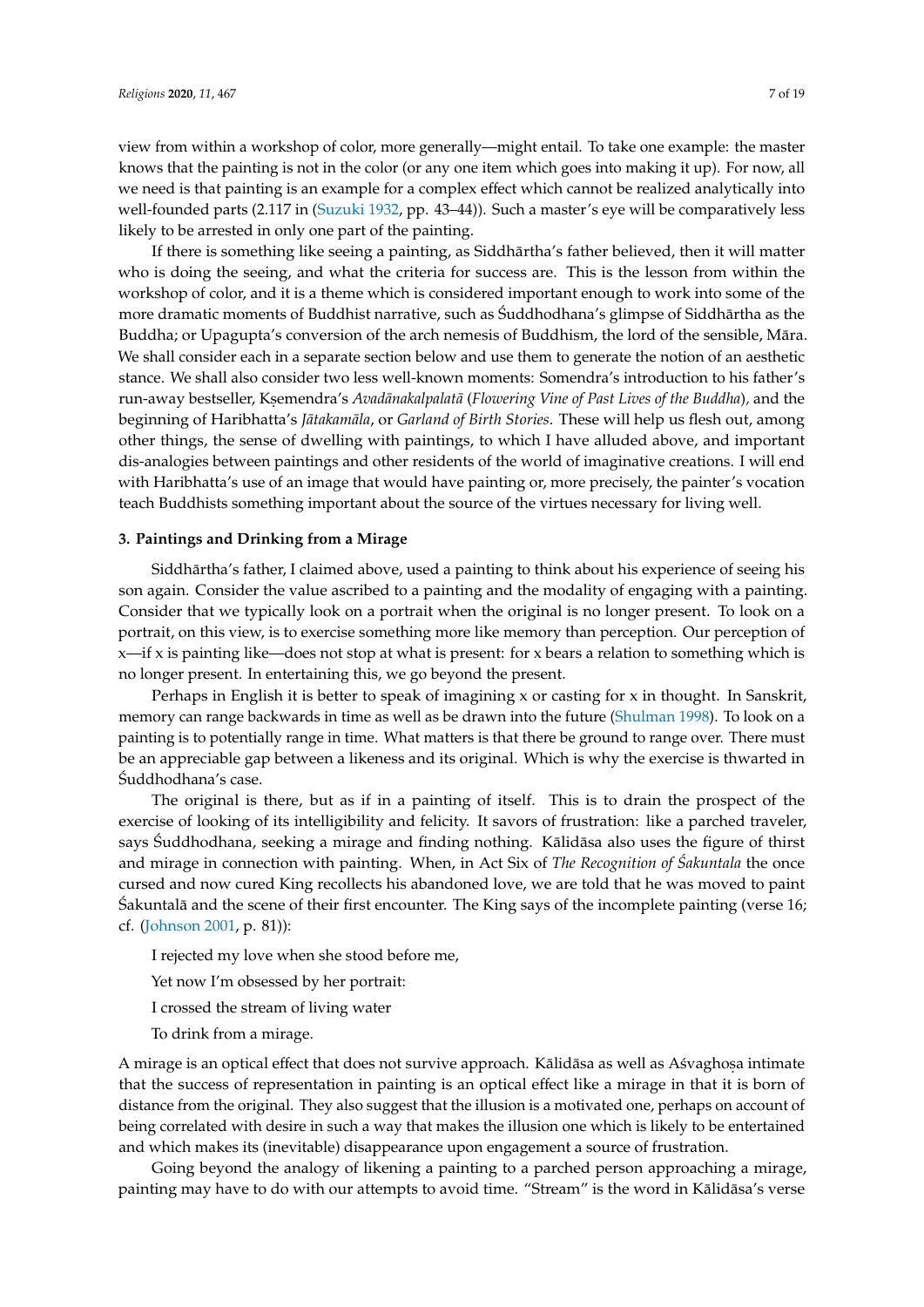view from within a workshop of color, more generally—might entail. To take one example: the master knows that the painting is not in the color (or any one item which goes into making it up). For now, all we need is that painting is an example for a complex effect which cannot be realized analytically into well-founded parts (2.117 in (Suzuki 1932, pp. 43–44)). Such a master's eye will be comparatively less likely to be arrested in only one part of the painting.

If there is something like seeing a painting, as Siddhārtha's father believed, then it will matter who is doing the seeing, and what the criteria for success are. This is the lesson from within the workshop of color, and it is a theme which is considered important enough to work into some of the more dramatic moments of Buddhist narrative, such as Śuddhodhana's glimpse of Siddhārtha as the Buddha; or Upagupta's conversion of the arch nemesis of Buddhism, the lord of the sensible, Māra. We shall consider each in a separate section below and use them to generate the notion of an aesthetic stance. We shall also consider two less well-known moments: Somendra's introduction to his father's run-away bestseller, Kṣemendra's *Avadānakalpalatā* (*Flowering Vine of Past Lives of the Buddha*), and the beginning of Haribhatta's *Jātakamāla*, or *Garland of Birth Stories*. These will help us flesh out, among other things, the sense of dwelling with paintings, to which I have alluded above, and important dis-analogies between paintings and other residents of the world of imaginative creations. I will end with Haribhatta's use of an image that would have painting or, more precisely, the painter's vocation teach Buddhists something important about the source of the virtues necessary for living well.

### 3. Paintings and Drinking from a Mirage

Siddhārtha's father, I claimed above, used a painting to think about his experience of seeing his son again. Consider the value ascribed to a painting and the modality of engaging with a painting. Consider that we typically look on a portrait when the original is no longer present. To look on a portrait, on this view, is to exercise something more like memory than perception. Our perception of x—if x is painting like—does not stop at what is present: for x bears a relation to something which is no longer present. In entertaining this, we go beyond the present.

Perhaps in English it is better to speak of imagining x or casting for x in thought. In Sanskrit, memory can range backwards in time as well as be drawn into the future (Shulman 1998). To look on a painting is to potentially range in time. What matters is that there be ground to range over. There must be an appreciable gap between a likeness and its original. Which is why the exercise is thwarted in Śuddhodhana's case.

The original is there, but as if in a painting of itself. This is to drain the prospect of the exercise of looking of its intelligibility and felicity. It savors of frustration: like a parched traveler, says Śuddhodhana, seeking a mirage and finding nothing. Kālidāsa also uses the figure of thirst and mirage in connection with painting. When, in Act Six of *The Recognition of Śakuntala* the once cursed and now cured King recollects his abandoned love, we are told that he was moved to paint Śakuntalā and the scene of their first encounter. The King says of the incomplete painting (verse 16; cf. (Johnson 2001, p. 81)):

> I rejected my love when she stood before me,
>
> Yet now I'm obsessed by her portrait:
>
> I crossed the stream of living water
>
> To drink from a mirage.

A mirage is an optical effect that does not survive approach. Kālidāsa as well as Aśvaghoṣa intimate that the success of representation in painting is an optical effect like a mirage in that it is born of distance from the original. They also suggest that the illusion is a motivated one, perhaps on account of being correlated with desire in such a way that makes the illusion one which is likely to be entertained and which makes its (inevitable) disappearance upon engagement a source of frustration.

Going beyond the analogy of likening a painting to a parched person approaching a mirage, painting may have to do with our attempts to avoid time. "Stream" is the word in Kālidāsa's verse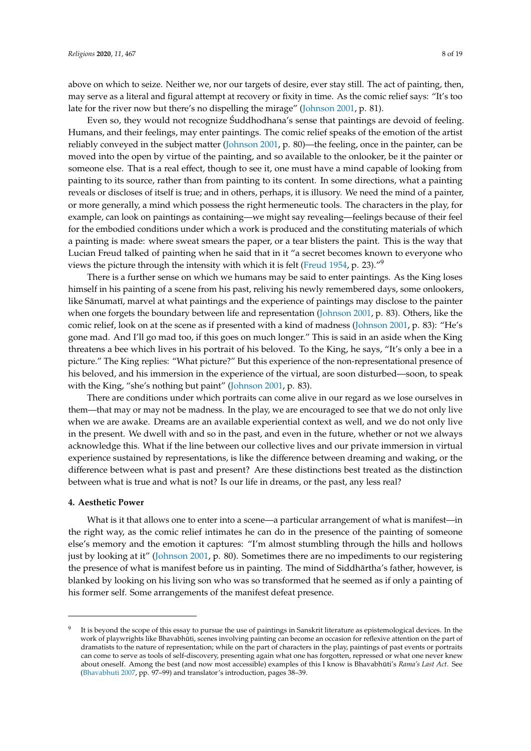above on which to seize. Neither we, nor our targets of desire, ever stay still. The act of painting, then, may serve as a literal and figural attempt at recovery or fixity in time. As the comic relief says: "It's too late for the river now but there's no dispelling the mirage" (Johnson 2001, p. 81).

Even so, they would not recognize Śuddhodhana's sense that paintings are devoid of feeling. Humans, and their feelings, may enter paintings. The comic relief speaks of the emotion of the artist reliably conveyed in the subject matter (Johnson 2001, p. 80)—the feeling, once in the painter, can be moved into the open by virtue of the painting, and so available to the onlooker, be it the painter or someone else. That is a real effect, though to see it, one must have a mind capable of looking from painting to its source, rather than from painting to its content. In some directions, what a painting reveals or discloses of itself is true; and in others, perhaps, it is illusory. We need the mind of a painter, or more generally, a mind which possess the right hermeneutic tools. The characters in the play, for example, can look on paintings as containing—we might say revealing—feelings because of their feel for the embodied conditions under which a work is produced and the constituting materials of which a painting is made: where sweat smears the paper, or a tear blisters the paint. This is the way that Lucian Freud talked of painting when he said that in it "a secret becomes known to everyone who views the picture through the intensity with which it is felt (Freud 1954, p. 23)."[9]

There is a further sense on which we humans may be said to enter paintings. As the King loses himself in his painting of a scene from his past, reliving his newly remembered days, some onlookers, like Sānumatī, marvel at what paintings and the experience of paintings may disclose to the painter when one forgets the boundary between life and representation (Johnson 2001, p. 83). Others, like the comic relief, look on at the scene as if presented with a kind of madness (Johnson 2001, p. 83): "He's gone mad. And I'll go mad too, if this goes on much longer." This is said in an aside when the King threatens a bee which lives in his portrait of his beloved. To the King, he says, "It's only a bee in a picture." The King replies: "What picture?" But this experience of the non-representational presence of his beloved, and his immersion in the experience of the virtual, are soon disturbed—soon, to speak with the King, "she's nothing but paint" (Johnson 2001, p. 83).

There are conditions under which portraits can come alive in our regard as we lose ourselves in them—that may or may not be madness. In the play, we are encouraged to see that we do not only live when we are awake. Dreams are an available experiential context as well, and we do not only live in the present. We dwell with and so in the past, and even in the future, whether or not we always acknowledge this. What if the line between our collective lives and our private immersion in virtual experience sustained by representations, is like the difference between dreaming and waking, or the difference between what is past and present? Are these distinctions best treated as the distinction between what is true and what is not? Is our life in dreams, or the past, any less real?

#### 4. Aesthetic Power

What is it that allows one to enter into a scene—a particular arrangement of what is manifest—in the right way, as the comic relief intimates he can do in the presence of the painting of someone else's memory and the emotion it captures: "I'm almost stumbling through the hills and hollows just by looking at it" (Johnson 2001, p. 80). Sometimes there are no impediments to our registering the presence of what is manifest before us in painting. The mind of Siddhārtha's father, however, is blanked by looking on his living son who was so transformed that he seemed as if only a painting of his former self. Some arrangements of the manifest defeat presence.

---

[9] It is beyond the scope of this essay to pursue the use of paintings in Sanskrit literature as epistemological devices. In the work of playwrights like Bhavabhūti, scenes involving painting can become an occasion for reflexive attention on the part of dramatists to the nature of representation; while on the part of characters in the play, paintings of past events or portraits can come to serve as tools of self-discovery, presenting again what one has forgotten, repressed or what one never knew about oneself. Among the best (and now most accessible) examples of this I know is Bhavabhūti's *Rama's Last Act*. See (Bhavabhuti 2007, pp. 97–99) and translator's introduction, pages 38–39.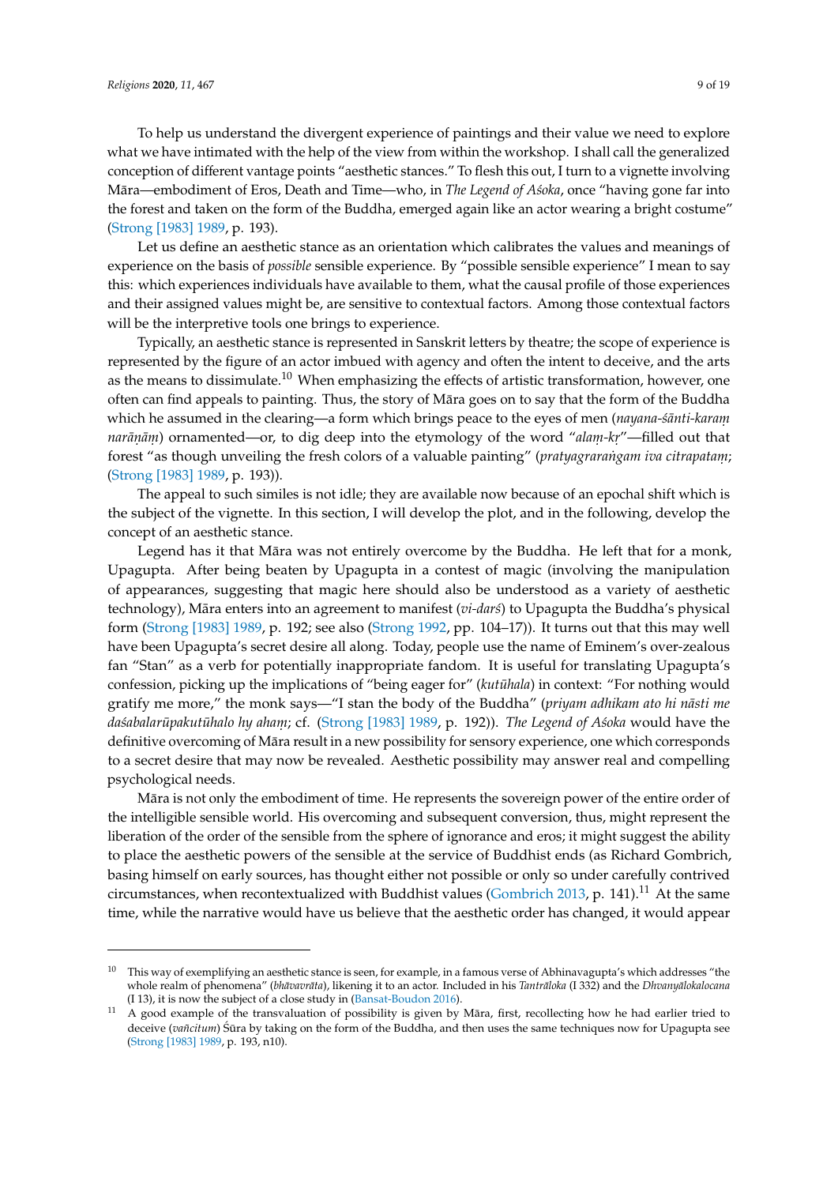To help us understand the divergent experience of paintings and their value we need to explore what we have intimated with the help of the view from within the workshop. I shall call the generalized conception of different vantage points "aesthetic stances." To flesh this out, I turn to a vignette involving Māra—embodiment of Eros, Death and Time—who, in *The Legend of Aśoka*, once "having gone far into the forest and taken on the form of the Buddha, emerged again like an actor wearing a bright costume" (Strong [1983] 1989, p. 193).

Let us define an aesthetic stance as an orientation which calibrates the values and meanings of experience on the basis of *possible* sensible experience. By "possible sensible experience" I mean to say this: which experiences individuals have available to them, what the causal profile of those experiences and their assigned values might be, are sensitive to contextual factors. Among those contextual factors will be the interpretive tools one brings to experience.

Typically, an aesthetic stance is represented in Sanskrit letters by theatre; the scope of experience is represented by the figure of an actor imbued with agency and often the intent to deceive, and the arts as the means to dissimulate.[10] When emphasizing the effects of artistic transformation, however, one often can find appeals to painting. Thus, the story of Māra goes on to say that the form of the Buddha which he assumed in the clearing—a form which brings peace to the eyes of men (*nayana-śānti-karaṃ narāṇāṃ*) ornamented—or, to dig deep into the etymology of the word "*alaṃ-kṛ*"—filled out that forest "as though unveiling the fresh colors of a valuable painting" (*pratyagraraṅgam iva citrapataṃ*; (Strong [1983] 1989, p. 193)).

The appeal to such similes is not idle; they are available now because of an epochal shift which is the subject of the vignette. In this section, I will develop the plot, and in the following, develop the concept of an aesthetic stance.

Legend has it that Māra was not entirely overcome by the Buddha. He left that for a monk, Upagupta. After being beaten by Upagupta in a contest of magic (involving the manipulation of appearances, suggesting that magic here should also be understood as a variety of aesthetic technology), Māra enters into an agreement to manifest (*vi-darś*) to Upagupta the Buddha's physical form (Strong [1983] 1989, p. 192; see also (Strong 1992, pp. 104–17)). It turns out that this may well have been Upagupta's secret desire all along. Today, people use the name of Eminem's over-zealous fan "Stan" as a verb for potentially inappropriate fandom. It is useful for translating Upagupta's confession, picking up the implications of "being eager for" (*kutūhala*) in context: "For nothing would gratify me more," the monk says—"I stan the body of the Buddha" (*priyam adhikam ato hi nāsti me daśabalarūpakutūhalo hy ahaṃ*; cf. (Strong [1983] 1989, p. 192)). *The Legend of Aśoka* would have the definitive overcoming of Māra result in a new possibility for sensory experience, one which corresponds to a secret desire that may now be revealed. Aesthetic possibility may answer real and compelling psychological needs.

Māra is not only the embodiment of time. He represents the sovereign power of the entire order of the intelligible sensible world. His overcoming and subsequent conversion, thus, might represent the liberation of the order of the sensible from the sphere of ignorance and eros; it might suggest the ability to place the aesthetic powers of the sensible at the service of Buddhist ends (as Richard Gombrich, basing himself on early sources, has thought either not possible or only so under carefully contrived circumstances, when recontextualized with Buddhist values (Gombrich 2013, p. 141).[11] At the same time, while the narrative would have us believe that the aesthetic order has changed, it would appear

---

[10] This way of exemplifying an aesthetic stance is seen, for example, in a famous verse of Abhinavagupta's which addresses "the whole realm of phenomena" (*bhāvavrāta*), likening it to an actor. Included in his *Tantrāloka* (I 332) and the *Dhvanyālokalocana* (I 13), it is now the subject of a close study in (Bansat-Boudon 2016).

[11] A good example of the transvaluation of possibility is given by Māra, first, recollecting how he had earlier tried to deceive (*vañcitum*) Śūra by taking on the form of the Buddha, and then uses the same techniques now for Upagupta see (Strong [1983] 1989, p. 193, n10).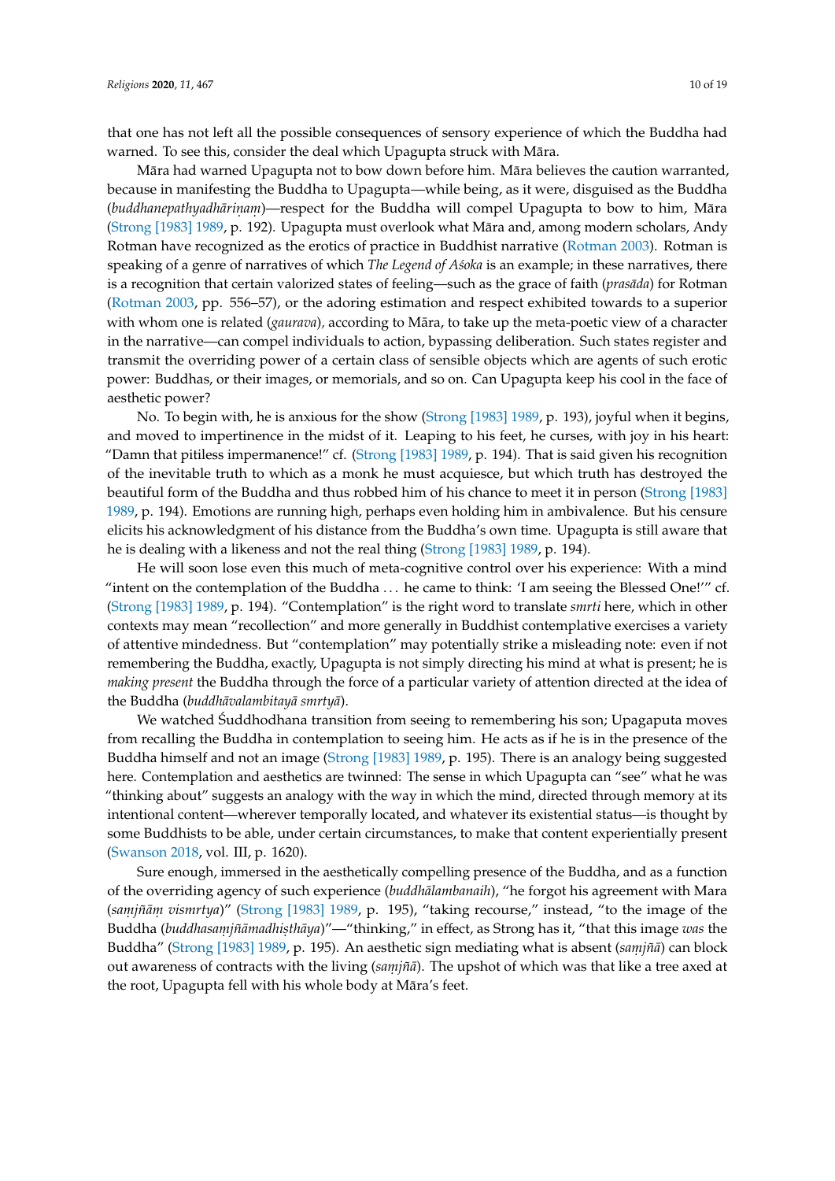that one has not left all the possible consequences of sensory experience of which the Buddha had warned. To see this, consider the deal which Upagupta struck with Māra.

Māra had warned Upagupta not to bow down before him. Māra believes the caution warranted, because in manifesting the Buddha to Upagupta—while being, as it were, disguised as the Buddha (*buddhanepathyadhāriṇaṃ*)—respect for the Buddha will compel Upagupta to bow to him, Māra (Strong [1983] 1989, p. 192). Upagupta must overlook what Māra and, among modern scholars, Andy Rotman have recognized as the erotics of practice in Buddhist narrative (Rotman 2003). Rotman is speaking of a genre of narratives of which *The Legend of Aśoka* is an example; in these narratives, there is a recognition that certain valorized states of feeling—such as the grace of faith (*prasāda*) for Rotman (Rotman 2003, pp. 556–57), or the adoring estimation and respect exhibited towards to a superior with whom one is related (*gaurava*), according to Māra, to take up the meta-poetic view of a character in the narrative—can compel individuals to action, bypassing deliberation. Such states register and transmit the overriding power of a certain class of sensible objects which are agents of such erotic power: Buddhas, or their images, or memorials, and so on. Can Upagupta keep his cool in the face of aesthetic power?

No. To begin with, he is anxious for the show (Strong [1983] 1989, p. 193), joyful when it begins, and moved to impertinence in the midst of it. Leaping to his feet, he curses, with joy in his heart: "Damn that pitiless impermanence!" cf. (Strong [1983] 1989, p. 194). That is said given his recognition of the inevitable truth to which as a monk he must acquiesce, but which truth has destroyed the beautiful form of the Buddha and thus robbed him of his chance to meet it in person (Strong [1983] 1989, p. 194). Emotions are running high, perhaps even holding him in ambivalence. But his censure elicits his acknowledgment of his distance from the Buddha's own time. Upagupta is still aware that he is dealing with a likeness and not the real thing (Strong [1983] 1989, p. 194).

He will soon lose even this much of meta-cognitive control over his experience: With a mind "intent on the contemplation of the Buddha ... he came to think: 'I am seeing the Blessed One!'" cf. (Strong [1983] 1989, p. 194). "Contemplation" is the right word to translate *smrti* here, which in other contexts may mean "recollection" and more generally in Buddhist contemplative exercises a variety of attentive mindedness. But "contemplation" may potentially strike a misleading note: even if not remembering the Buddha, exactly, Upagupta is not simply directing his mind at what is present; he is *making present* the Buddha through the force of a particular variety of attention directed at the idea of the Buddha (*buddhāvalambitayā smrtyā*).

We watched Śuddhodhana transition from seeing to remembering his son; Upagaputa moves from recalling the Buddha in contemplation to seeing him. He acts as if he is in the presence of the Buddha himself and not an image (Strong [1983] 1989, p. 195). There is an analogy being suggested here. Contemplation and aesthetics are twinned: The sense in which Upagupta can "see" what he was "thinking about" suggests an analogy with the way in which the mind, directed through memory at its intentional content—wherever temporally located, and whatever its existential status—is thought by some Buddhists to be able, under certain circumstances, to make that content experientially present (Swanson 2018, vol. III, p. 1620).

Sure enough, immersed in the aesthetically compelling presence of the Buddha, and as a function of the overriding agency of such experience (*buddhālambanaih*), "he forgot his agreement with Mara (*saṃjñāṃ vismrtya*)" (Strong [1983] 1989, p. 195), "taking recourse," instead, "to the image of the Buddha (*buddhasaṃjñāmadhiṣṭhāya*)"—"thinking," in effect, as Strong has it, "that this image *was* the Buddha" (Strong [1983] 1989, p. 195). An aesthetic sign mediating what is absent (*saṃjñā*) can block out awareness of contracts with the living (*saṃjñā*). The upshot of which was that like a tree axed at the root, Upagupta fell with his whole body at Māra's feet.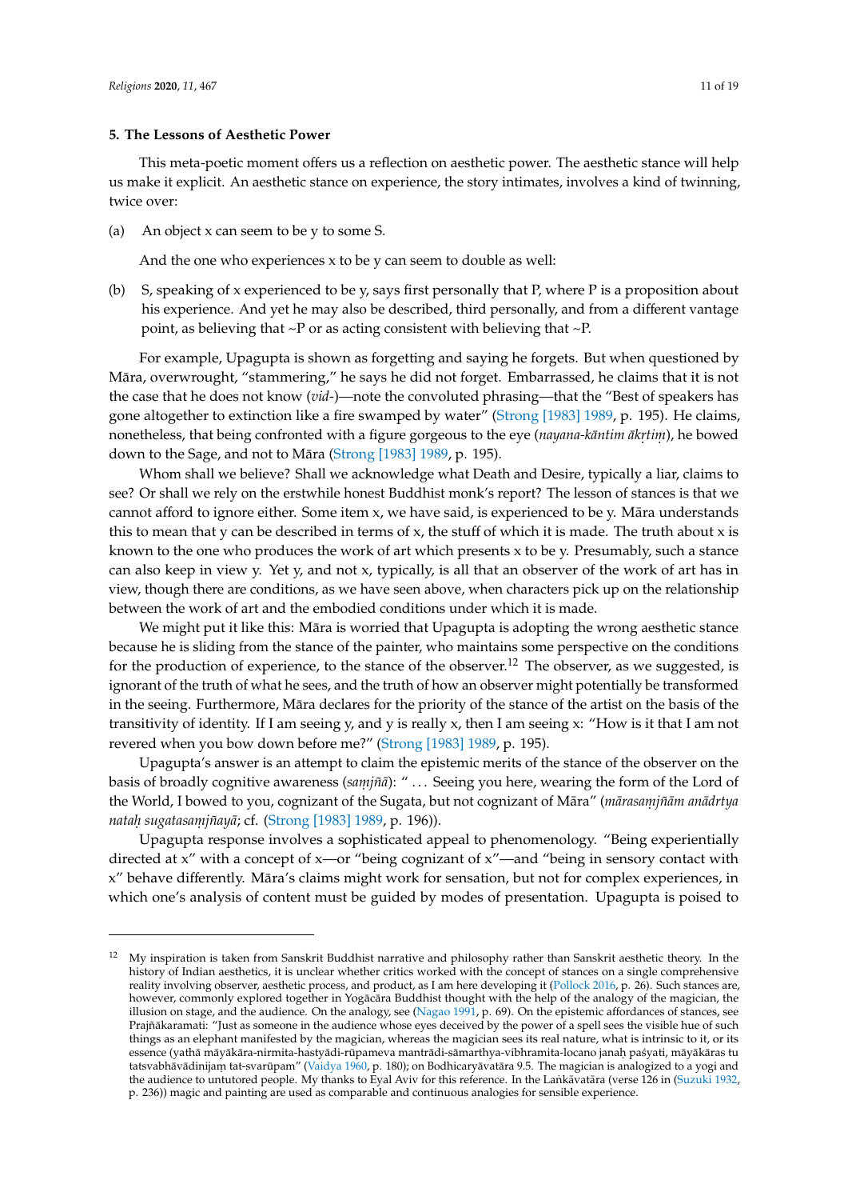## 5. The Lessons of Aesthetic Power

This meta-poetic moment offers us a reflection on aesthetic power. The aesthetic stance will help us make it explicit. An aesthetic stance on experience, the story intimates, involves a kind of twinning, twice over:

(a) An object x can seem to be y to some S.

And the one who experiences x to be y can seem to double as well:

(b) S, speaking of x experienced to be y, says first personally that P, where P is a proposition about his experience. And yet he may also be described, third personally, and from a different vantage point, as believing that ~P or as acting consistent with believing that ~P.

For example, Upagupta is shown as forgetting and saying he forgets. But when questioned by Māra, overwrought, "stammering," he says he did not forget. Embarrassed, he claims that it is not the case that he does not know (*vid*-)—note the convoluted phrasing—that the "Best of speakers has gone altogether to extinction like a fire swamped by water" (Strong [1983] 1989, p. 195). He claims, nonetheless, that being confronted with a figure gorgeous to the eye (*nayana-kāntim ākṛtiṃ*), he bowed down to the Sage, and not to Māra (Strong [1983] 1989, p. 195).

Whom shall we believe? Shall we acknowledge what Death and Desire, typically a liar, claims to see? Or shall we rely on the erstwhile honest Buddhist monk's report? The lesson of stances is that we cannot afford to ignore either. Some item x, we have said, is experienced to be y. Māra understands this to mean that y can be described in terms of x, the stuff of which it is made. The truth about x is known to the one who produces the work of art which presents x to be y. Presumably, such a stance can also keep in view y. Yet y, and not x, typically, is all that an observer of the work of art has in view, though there are conditions, as we have seen above, when characters pick up on the relationship between the work of art and the embodied conditions under which it is made.

We might put it like this: Māra is worried that Upagupta is adopting the wrong aesthetic stance because he is sliding from the stance of the painter, who maintains some perspective on the conditions for the production of experience, to the stance of the observer.[12] The observer, as we suggested, is ignorant of the truth of what he sees, and the truth of how an observer might potentially be transformed in the seeing. Furthermore, Māra declares for the priority of the stance of the artist on the basis of the transitivity of identity. If I am seeing y, and y is really x, then I am seeing x: "How is it that I am not revered when you bow down before me?" (Strong [1983] 1989, p. 195).

Upagupta's answer is an attempt to claim the epistemic merits of the stance of the observer on the basis of broadly cognitive awareness (*saṃjñā*): " ... Seeing you here, wearing the form of the Lord of the World, I bowed to you, cognizant of the Sugata, but not cognizant of Māra" (*mārasaṃjñām anādṛtya nataḥ sugatasaṃjñayā*; cf. (Strong [1983] 1989, p. 196)).

Upagupta response involves a sophisticated appeal to phenomenology. "Being experientially directed at x" with a concept of x—or "being cognizant of x"—and "being in sensory contact with x" behave differently. Māra's claims might work for sensation, but not for complex experiences, in which one's analysis of content must be guided by modes of presentation. Upagupta is poised to

---

[12] My inspiration is taken from Sanskrit Buddhist narrative and philosophy rather than Sanskrit aesthetic theory. In the history of Indian aesthetics, it is unclear whether critics worked with the concept of stances on a single comprehensive reality involving observer, aesthetic process, and product, as I am here developing it (Pollock 2016, p. 26). Such stances are, however, commonly explored together in Yogācāra Buddhist thought with the help of the analogy of the magician, the illusion on stage, and the audience. On the analogy, see (Nagao 1991, p. 69). On the epistemic affordances of stances, see Prajñākaramati: "Just as someone in the audience whose eyes deceived by the power of a spell sees the visible hue of such things as an elephant manifested by the magician, whereas the magician sees its real nature, what is intrinsic to it, or its essence (yathā māyākāra-nirmita-hastyādi-rūpameva mantrādi-sāmarthya-vibhramita-locano janaḥ paśyati, māyākāras tu tatsvabhāvādinijaṃ tat-svarūpam" (Vaidya 1960, p. 180); on Bodhicaryāvatāra 9.5. The magician is analogized to a yogi and the audience to untutored people. My thanks to Eyal Aviv for this reference. In the Laṅkāvatāra (verse 126 in (Suzuki 1932, p. 236)) magic and painting are used as comparable and continuous analogies for sensible experience.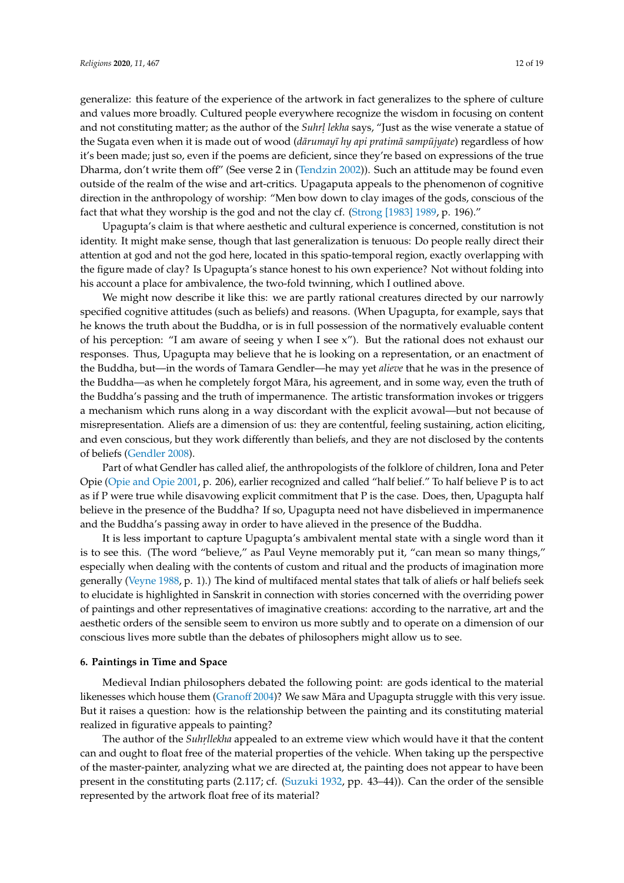generalize: this feature of the experience of the artwork in fact generalizes to the sphere of culture and values more broadly. Cultured people everywhere recognize the wisdom in focusing on content and not constituting matter; as the author of the *Suhṛl lekha* says, "Just as the wise venerate a statue of the Sugata even when it is made out of wood (*dārumayī hy api pratimā sampūjyate*) regardless of how it's been made; just so, even if the poems are deficient, since they're based on expressions of the true Dharma, don't write them off" (See verse 2 in (Tendzin 2002)). Such an attitude may be found even outside of the realm of the wise and art-critics. Upagaputa appeals to the phenomenon of cognitive direction in the anthropology of worship: "Men bow down to clay images of the gods, conscious of the fact that what they worship is the god and not the clay cf. (Strong [1983] 1989, p. 196)."

Upagupta's claim is that where aesthetic and cultural experience is concerned, constitution is not identity. It might make sense, though that last generalization is tenuous: Do people really direct their attention at god and not the god here, located in this spatio-temporal region, exactly overlapping with the figure made of clay? Is Upagupta's stance honest to his own experience? Not without folding into his account a place for ambivalence, the two-fold twinning, which I outlined above.

We might now describe it like this: we are partly rational creatures directed by our narrowly specified cognitive attitudes (such as beliefs) and reasons. (When Upagupta, for example, says that he knows the truth about the Buddha, or is in full possession of the normatively evaluable content of his perception: "I am aware of seeing y when I see x"). But the rational does not exhaust our responses. Thus, Upagupta may believe that he is looking on a representation, or an enactment of the Buddha, but—in the words of Tamara Gendler—he may yet *alieve* that he was in the presence of the Buddha—as when he completely forgot Māra, his agreement, and in some way, even the truth of the Buddha's passing and the truth of impermanence. The artistic transformation invokes or triggers a mechanism which runs along in a way discordant with the explicit avowal—but not because of misrepresentation. Aliefs are a dimension of us: they are contentful, feeling sustaining, action eliciting, and even conscious, but they work differently than beliefs, and they are not disclosed by the contents of beliefs (Gendler 2008).

Part of what Gendler has called alief, the anthropologists of the folklore of children, Iona and Peter Opie (Opie and Opie 2001, p. 206), earlier recognized and called "half belief." To half believe P is to act as if P were true while disavowing explicit commitment that P is the case. Does, then, Upagupta half believe in the presence of the Buddha? If so, Upagupta need not have disbelieved in impermanence and the Buddha's passing away in order to have alieved in the presence of the Buddha.

It is less important to capture Upagupta's ambivalent mental state with a single word than it is to see this. (The word "believe," as Paul Veyne memorably put it, "can mean so many things," especially when dealing with the contents of custom and ritual and the products of imagination more generally (Veyne 1988, p. 1).) The kind of multifaced mental states that talk of aliefs or half beliefs seek to elucidate is highlighted in Sanskrit in connection with stories concerned with the overriding power of paintings and other representatives of imaginative creations: according to the narrative, art and the aesthetic orders of the sensible seem to environ us more subtly and to operate on a dimension of our conscious lives more subtle than the debates of philosophers might allow us to see.

## 6. Paintings in Time and Space

Medieval Indian philosophers debated the following point: are gods identical to the material likenesses which house them (Granoff 2004)? We saw Māra and Upagupta struggle with this very issue. But it raises a question: how is the relationship between the painting and its constituting material realized in figurative appeals to painting?

The author of the *Suhṛllekha* appealed to an extreme view which would have it that the content can and ought to float free of the material properties of the vehicle. When taking up the perspective of the master-painter, analyzing what we are directed at, the painting does not appear to have been present in the constituting parts (2.117; cf. (Suzuki 1932, pp. 43–44)). Can the order of the sensible represented by the artwork float free of its material?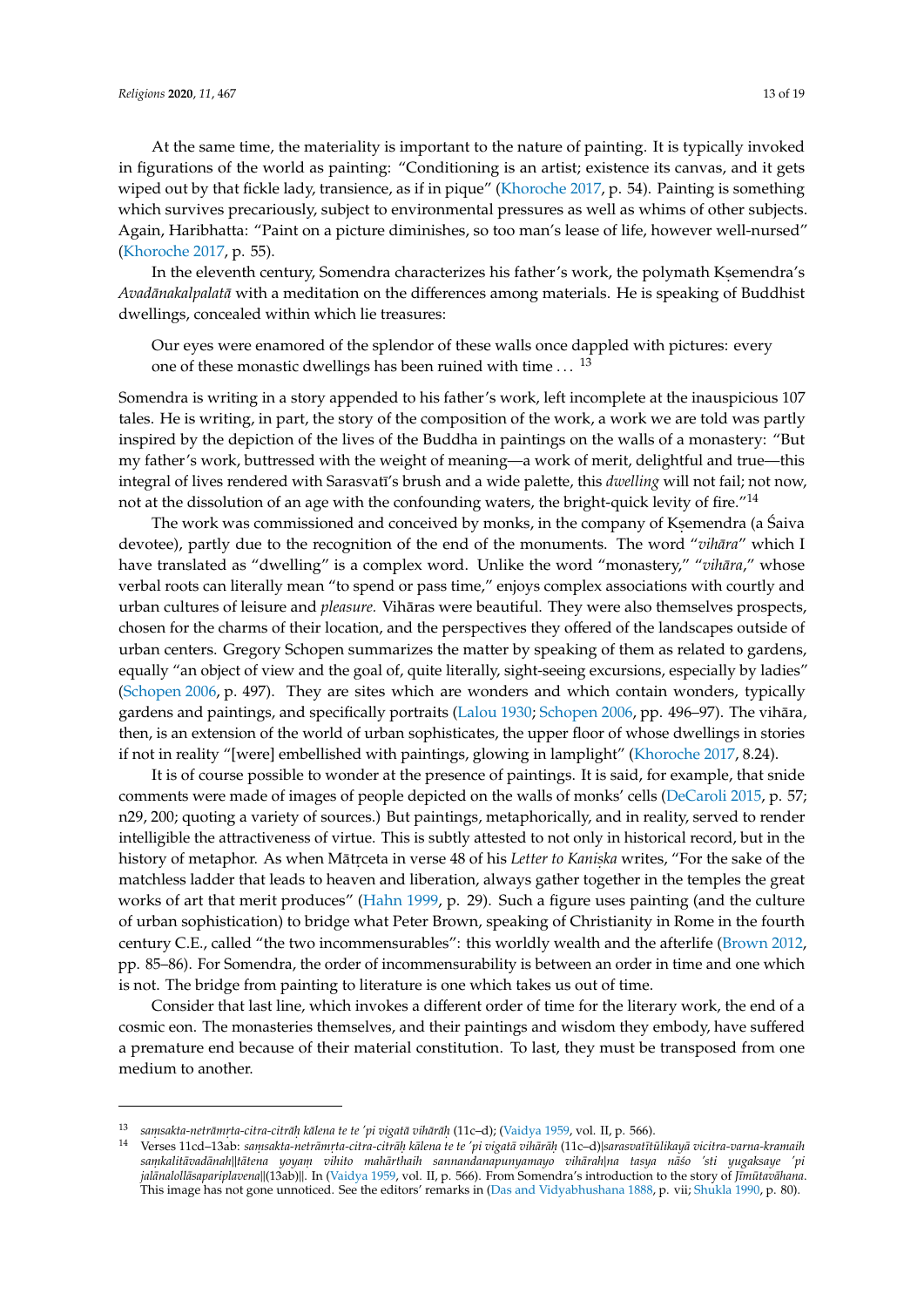At the same time, the materiality is important to the nature of painting. It is typically invoked in figurations of the world as painting: "Conditioning is an artist; existence its canvas, and it gets wiped out by that fickle lady, transience, as if in pique" (Khoroche 2017, p. 54). Painting is something which survives precariously, subject to environmental pressures as well as whims of other subjects. Again, Haribhatta: "Paint on a picture diminishes, so too man's lease of life, however well-nursed" (Khoroche 2017, p. 55).

In the eleventh century, Somendra characterizes his father's work, the polymath Kṣemendra's *Avadānakalpalatā* with a meditation on the differences among materials. He is speaking of Buddhist dwellings, concealed within which lie treasures:

> Our eyes were enamored of the splendor of these walls once dappled with pictures: every one of these monastic dwellings has been ruined with time . . . [13]

Somendra is writing in a story appended to his father's work, left incomplete at the inauspicious 107 tales. He is writing, in part, the story of the composition of the work, a work we are told was partly inspired by the depiction of the lives of the Buddha in paintings on the walls of a monastery: "But my father's work, buttressed with the weight of meaning—a work of merit, delightful and true—this integral of lives rendered with Sarasvatī's brush and a wide palette, this *dwelling* will not fail; not now, not at the dissolution of an age with the confounding waters, the bright-quick levity of fire."[14]

The work was commissioned and conceived by monks, in the company of Kṣemendra (a Śaiva devotee), partly due to the recognition of the end of the monuments. The word "*vihāra*" which I have translated as "dwelling" is a complex word. Unlike the word "monastery," "*vihāra*," whose verbal roots can literally mean "to spend or pass time," enjoys complex associations with courtly and urban cultures of leisure and *pleasure*. Vihāras were beautiful. They were also themselves prospects, chosen for the charms of their location, and the perspectives they offered of the landscapes outside of urban centers. Gregory Schopen summarizes the matter by speaking of them as related to gardens, equally "an object of view and the goal of, quite literally, sight-seeing excursions, especially by ladies" (Schopen 2006, p. 497). They are sites which are wonders and which contain wonders, typically gardens and paintings, and specifically portraits (Lalou 1930; Schopen 2006, pp. 496–97). The vihāra, then, is an extension of the world of urban sophisticates, the upper floor of whose dwellings in stories if not in reality "[were] embellished with paintings, glowing in lamplight" (Khoroche 2017, 8.24).

It is of course possible to wonder at the presence of paintings. It is said, for example, that snide comments were made of images of people depicted on the walls of monks' cells (DeCaroli 2015, p. 57; n29, 200; quoting a variety of sources.) But paintings, metaphorically, and in reality, served to render intelligible the attractiveness of virtue. This is subtly attested to not only in historical record, but in the history of metaphor. As when Mātṛceta in verse 48 of his *Letter to Kaniṣka* writes, "For the sake of the matchless ladder that leads to heaven and liberation, always gather together in the temples the great works of art that merit produces" (Hahn 1999, p. 29). Such a figure uses painting (and the culture of urban sophistication) to bridge what Peter Brown, speaking of Christianity in Rome in the fourth century C.E., called "the two incommensurables": this worldly wealth and the afterlife (Brown 2012, pp. 85–86). For Somendra, the order of incommensurability is between an order in time and one which is not. The bridge from painting to literature is one which takes us out of time.

Consider that last line, which invokes a different order of time for the literary work, the end of a cosmic eon. The monasteries themselves, and their paintings and wisdom they embody, have suffered a premature end because of their material constitution. To last, they must be transposed from one medium to another.

---

[13] *saṃsakta-netrāmṛta-citra-citrāḥ kālena te te 'pi vigatā vihārāḥ* (11c–d); (Vaidya 1959, vol. II, p. 566).

[14] Verses 11cd–13ab: *saṃsakta-netrāmṛta-citra-citrāḥ kālena te te 'pi vigatā vihārāḥ* (11c–d)|*sarasvatītūlikayā vicitra-varna-kramaih saṃkalitāvadānah*||*tātena yoyaṃ vihito mahārthaih sannandanapunyamayo vihārah*|*na tasya nāśo 'sti yugaksaye 'pi jalānalollāsapariplavena*||(13ab)||. In (Vaidya 1959, vol. II, p. 566). From Somendra's introduction to the story of *Jīmūtavāhana*. This image has not gone unnoticed. See the editors' remarks in (Das and Vidyabhushana 1888, p. vii; Shukla 1990, p. 80).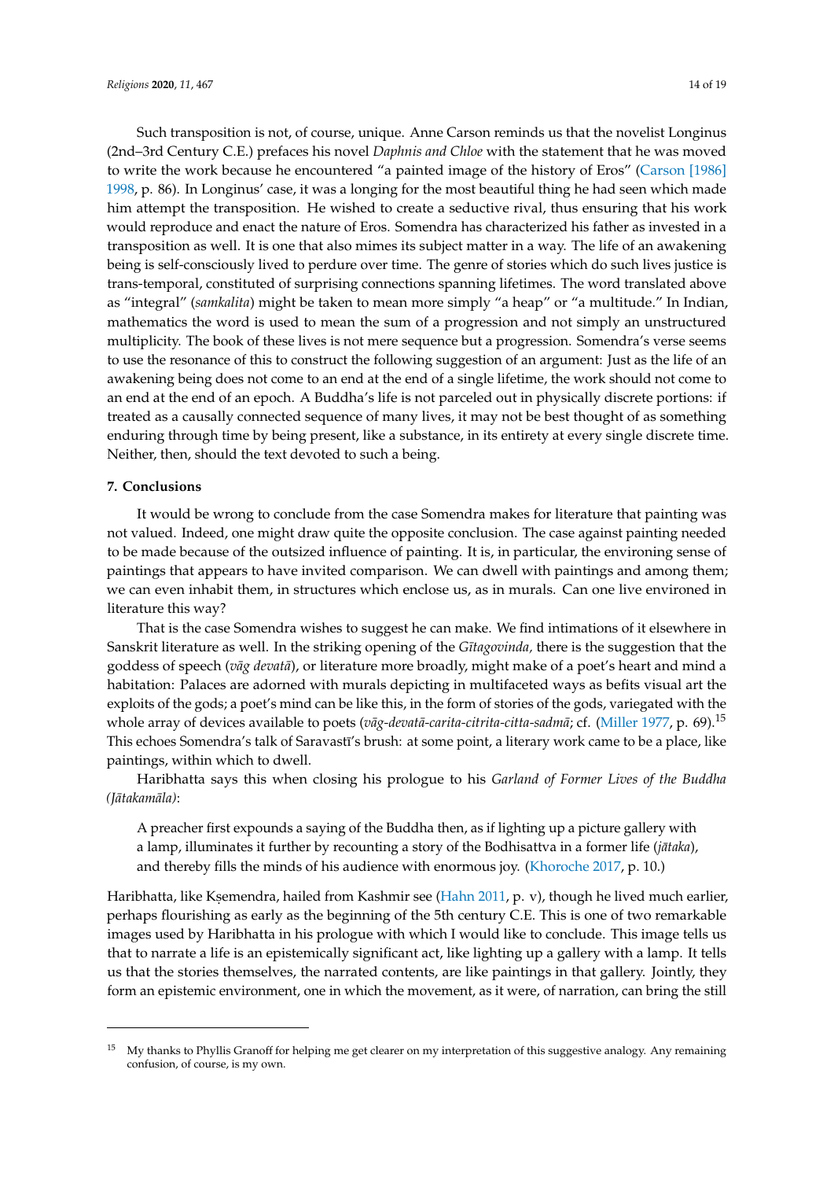Such transposition is not, of course, unique. Anne Carson reminds us that the novelist Longinus (2nd–3rd Century C.E.) prefaces his novel *Daphnis and Chloe* with the statement that he was moved to write the work because he encountered "a painted image of the history of Eros" (Carson [1986] 1998, p. 86). In Longinus' case, it was a longing for the most beautiful thing he had seen which made him attempt the transposition. He wished to create a seductive rival, thus ensuring that his work would reproduce and enact the nature of Eros. Somendra has characterized his father as invested in a transposition as well. It is one that also mimes its subject matter in a way. The life of an awakening being is self-consciously lived to perdure over time. The genre of stories which do such lives justice is trans-temporal, constituted of surprising connections spanning lifetimes. The word translated above as "integral" (*samkalita*) might be taken to mean more simply "a heap" or "a multitude." In Indian, mathematics the word is used to mean the sum of a progression and not simply an unstructured multiplicity. The book of these lives is not mere sequence but a progression. Somendra's verse seems to use the resonance of this to construct the following suggestion of an argument: Just as the life of an awakening being does not come to an end at the end of a single lifetime, the work should not come to an end at the end of an epoch. A Buddha's life is not parceled out in physically discrete portions: if treated as a causally connected sequence of many lives, it may not be best thought of as something enduring through time by being present, like a substance, in its entirety at every single discrete time. Neither, then, should the text devoted to such a being.

## 7. Conclusions

It would be wrong to conclude from the case Somendra makes for literature that painting was not valued. Indeed, one might draw quite the opposite conclusion. The case against painting needed to be made because of the outsized influence of painting. It is, in particular, the environing sense of paintings that appears to have invited comparison. We can dwell with paintings and among them; we can even inhabit them, in structures which enclose us, as in murals. Can one live environed in literature this way?

That is the case Somendra wishes to suggest he can make. We find intimations of it elsewhere in Sanskrit literature as well. In the striking opening of the *Gītagovinda,* there is the suggestion that the goddess of speech (*vāg devatā*), or literature more broadly, might make of a poet's heart and mind a habitation: Palaces are adorned with murals depicting in multifaceted ways as befits visual art the exploits of the gods; a poet's mind can be like this, in the form of stories of the gods, variegated with the whole array of devices available to poets (*vāg-devatā-carita-citrita-citta-sadmā*; cf. (Miller 1977, p. 69).[15] This echoes Somendra's talk of Saravastī's brush: at some point, a literary work came to be a place, like paintings, within which to dwell.

Haribhatta says this when closing his prologue to his *Garland of Former Lives of the Buddha (Jātakamāla)*:

> A preacher first expounds a saying of the Buddha then, as if lighting up a picture gallery with a lamp, illuminates it further by recounting a story of the Bodhisattva in a former life (*jātaka*), and thereby fills the minds of his audience with enormous joy. (Khoroche 2017, p. 10.)

Haribhatta, like Kṣemendra, hailed from Kashmir see (Hahn 2011, p. v), though he lived much earlier, perhaps flourishing as early as the beginning of the 5th century C.E. This is one of two remarkable images used by Haribhatta in his prologue with which I would like to conclude. This image tells us that to narrate a life is an epistemically significant act, like lighting up a gallery with a lamp. It tells us that the stories themselves, the narrated contents, are like paintings in that gallery. Jointly, they form an epistemic environment, one in which the movement, as it were, of narration, can bring the still

---

[15] My thanks to Phyllis Granoff for helping me get clearer on my interpretation of this suggestive analogy. Any remaining confusion, of course, is my own.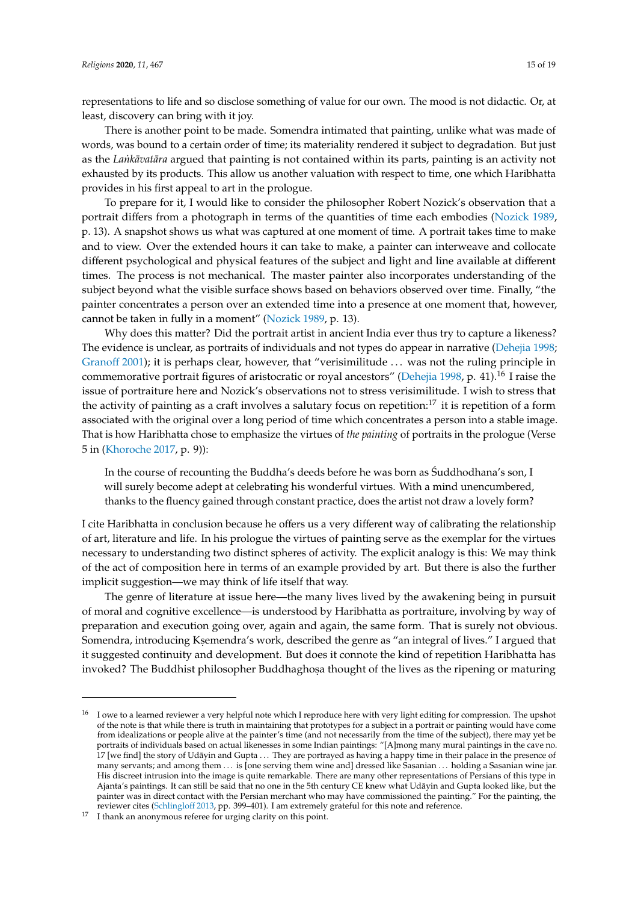representations to life and so disclose something of value for our own. The mood is not didactic. Or, at least, discovery can bring with it joy.

There is another point to be made. Somendra intimated that painting, unlike what was made of words, was bound to a certain order of time; its materiality rendered it subject to degradation. But just as the *Laṅkāvatāra* argued that painting is not contained within its parts, painting is an activity not exhausted by its products. This allow us another valuation with respect to time, one which Haribhatta provides in his first appeal to art in the prologue.

To prepare for it, I would like to consider the philosopher Robert Nozick's observation that a portrait differs from a photograph in terms of the quantities of time each embodies (Nozick 1989, p. 13). A snapshot shows us what was captured at one moment of time. A portrait takes time to make and to view. Over the extended hours it can take to make, a painter can interweave and collocate different psychological and physical features of the subject and light and line available at different times. The process is not mechanical. The master painter also incorporates understanding of the subject beyond what the visible surface shows based on behaviors observed over time. Finally, "the painter concentrates a person over an extended time into a presence at one moment that, however, cannot be taken in fully in a moment" (Nozick 1989, p. 13).

Why does this matter? Did the portrait artist in ancient India ever thus try to capture a likeness? The evidence is unclear, as portraits of individuals and not types do appear in narrative (Dehejia 1998; Granoff 2001); it is perhaps clear, however, that "verisimilitude ... was not the ruling principle in commemorative portrait figures of aristocratic or royal ancestors" (Dehejia 1998, p. 41).[16] I raise the issue of portraiture here and Nozick's observations not to stress verisimilitude. I wish to stress that the activity of painting as a craft involves a salutary focus on repetition:[17] it is repetition of a form associated with the original over a long period of time which concentrates a person into a stable image. That is how Haribhatta chose to emphasize the virtues of *the painting* of portraits in the prologue (Verse 5 in (Khoroche 2017, p. 9)):

> In the course of recounting the Buddha's deeds before he was born as Śuddhodhana's son, I will surely become adept at celebrating his wonderful virtues. With a mind unencumbered, thanks to the fluency gained through constant practice, does the artist not draw a lovely form?

I cite Haribhatta in conclusion because he offers us a very different way of calibrating the relationship of art, literature and life. In his prologue the virtues of painting serve as the exemplar for the virtues necessary to understanding two distinct spheres of activity. The explicit analogy is this: We may think of the act of composition here in terms of an example provided by art. But there is also the further implicit suggestion—we may think of life itself that way.

The genre of literature at issue here—the many lives lived by the awakening being in pursuit of moral and cognitive excellence—is understood by Haribhatta as portraiture, involving by way of preparation and execution going over, again and again, the same form. That is surely not obvious. Somendra, introducing Kṣemendra's work, described the genre as "an integral of lives." I argued that it suggested continuity and development. But does it connote the kind of repetition Haribhatta has invoked? The Buddhist philosopher Buddhaghoṣa thought of the lives as the ripening or maturing

---

[16] I owe to a learned reviewer a very helpful note which I reproduce here with very light editing for compression. The upshot of the note is that while there is truth in maintaining that prototypes for a subject in a portrait or painting would have come from idealizations or people alive at the painter's time (and not necessarily from the time of the subject), there may yet be portraits of individuals based on actual likenesses in some Indian paintings: "[A]mong many mural paintings in the cave no. 17 [we find] the story of Udāyin and Gupta ... They are portrayed as having a happy time in their palace in the presence of many servants; and among them ... is [one serving them wine and] dressed like Sasanian ... holding a Sasanian wine jar. His discreet intrusion into the image is quite remarkable. There are many other representations of Persians of this type in Ajanta's paintings. It can still be said that no one in the 5th century CE knew what Udāyin and Gupta looked like, but the painter was in direct contact with the Persian merchant who may have commissioned the painting." For the painting, the reviewer cites (Schlingloff 2013, pp. 399–401). I am extremely grateful for this note and reference.

[17] I thank an anonymous referee for urging clarity on this point.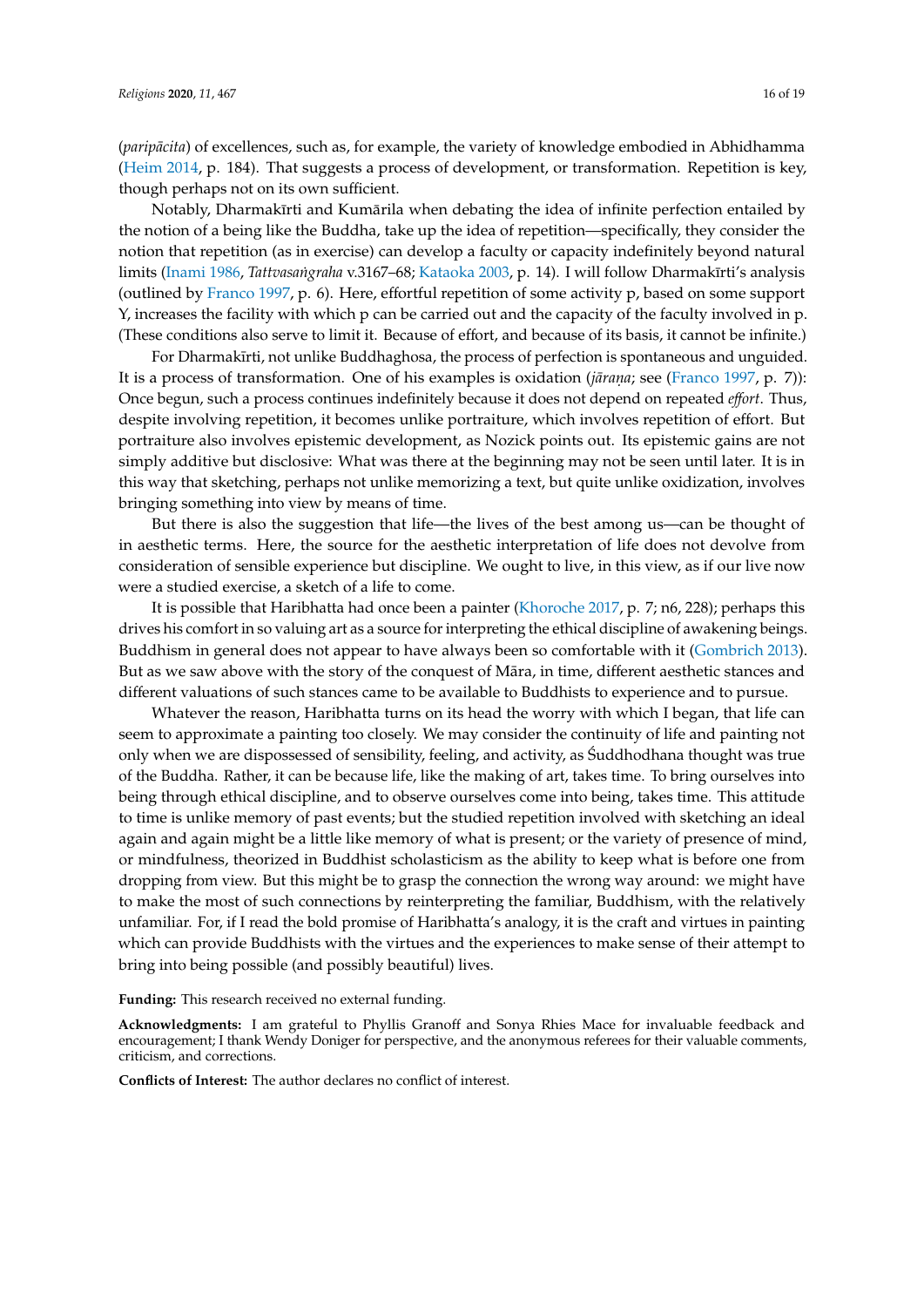(*paripācita*) of excellences, such as, for example, the variety of knowledge embodied in Abhidhamma (Heim 2014, p. 184). That suggests a process of development, or transformation. Repetition is key, though perhaps not on its own sufficient.

Notably, Dharmakīrti and Kumārila when debating the idea of infinite perfection entailed by the notion of a being like the Buddha, take up the idea of repetition—specifically, they consider the notion that repetition (as in exercise) can develop a faculty or capacity indefinitely beyond natural limits (Inami 1986, *Tattvasaṅgraha* v.3167–68; Kataoka 2003, p. 14). I will follow Dharmakīrti's analysis (outlined by Franco 1997, p. 6). Here, effortful repetition of some activity p, based on some support Y, increases the facility with which p can be carried out and the capacity of the faculty involved in p. (These conditions also serve to limit it. Because of effort, and because of its basis, it cannot be infinite.)

For Dharmakīrti, not unlike Buddhaghosa, the process of perfection is spontaneous and unguided. It is a process of transformation. One of his examples is oxidation (*jāraṇa*; see (Franco 1997, p. 7)): Once begun, such a process continues indefinitely because it does not depend on repeated *effort*. Thus, despite involving repetition, it becomes unlike portraiture, which involves repetition of effort. But portraiture also involves epistemic development, as Nozick points out. Its epistemic gains are not simply additive but disclosive: What was there at the beginning may not be seen until later. It is in this way that sketching, perhaps not unlike memorizing a text, but quite unlike oxidization, involves bringing something into view by means of time.

But there is also the suggestion that life—the lives of the best among us—can be thought of in aesthetic terms. Here, the source for the aesthetic interpretation of life does not devolve from consideration of sensible experience but discipline. We ought to live, in this view, as if our live now were a studied exercise, a sketch of a life to come.

It is possible that Haribhatta had once been a painter (Khoroche 2017, p. 7; n6, 228); perhaps this drives his comfort in so valuing art as a source for interpreting the ethical discipline of awakening beings. Buddhism in general does not appear to have always been so comfortable with it (Gombrich 2013). But as we saw above with the story of the conquest of Māra, in time, different aesthetic stances and different valuations of such stances came to be available to Buddhists to experience and to pursue.

Whatever the reason, Haribhatta turns on its head the worry with which I began, that life can seem to approximate a painting too closely. We may consider the continuity of life and painting not only when we are dispossessed of sensibility, feeling, and activity, as Śuddhodhana thought was true of the Buddha. Rather, it can be because life, like the making of art, takes time. To bring ourselves into being through ethical discipline, and to observe ourselves come into being, takes time. This attitude to time is unlike memory of past events; but the studied repetition involved with sketching an ideal again and again might be a little like memory of what is present; or the variety of presence of mind, or mindfulness, theorized in Buddhist scholasticism as the ability to keep what is before one from dropping from view. But this might be to grasp the connection the wrong way around: we might have to make the most of such connections by reinterpreting the familiar, Buddhism, with the relatively unfamiliar. For, if I read the bold promise of Haribhatta's analogy, it is the craft and virtues in painting which can provide Buddhists with the virtues and the experiences to make sense of their attempt to bring into being possible (and possibly beautiful) lives.

**Funding:** This research received no external funding.

**Acknowledgments:** I am grateful to Phyllis Granoff and Sonya Rhies Mace for invaluable feedback and encouragement; I thank Wendy Doniger for perspective, and the anonymous referees for their valuable comments, criticism, and corrections.

**Conflicts of Interest:** The author declares no conflict of interest.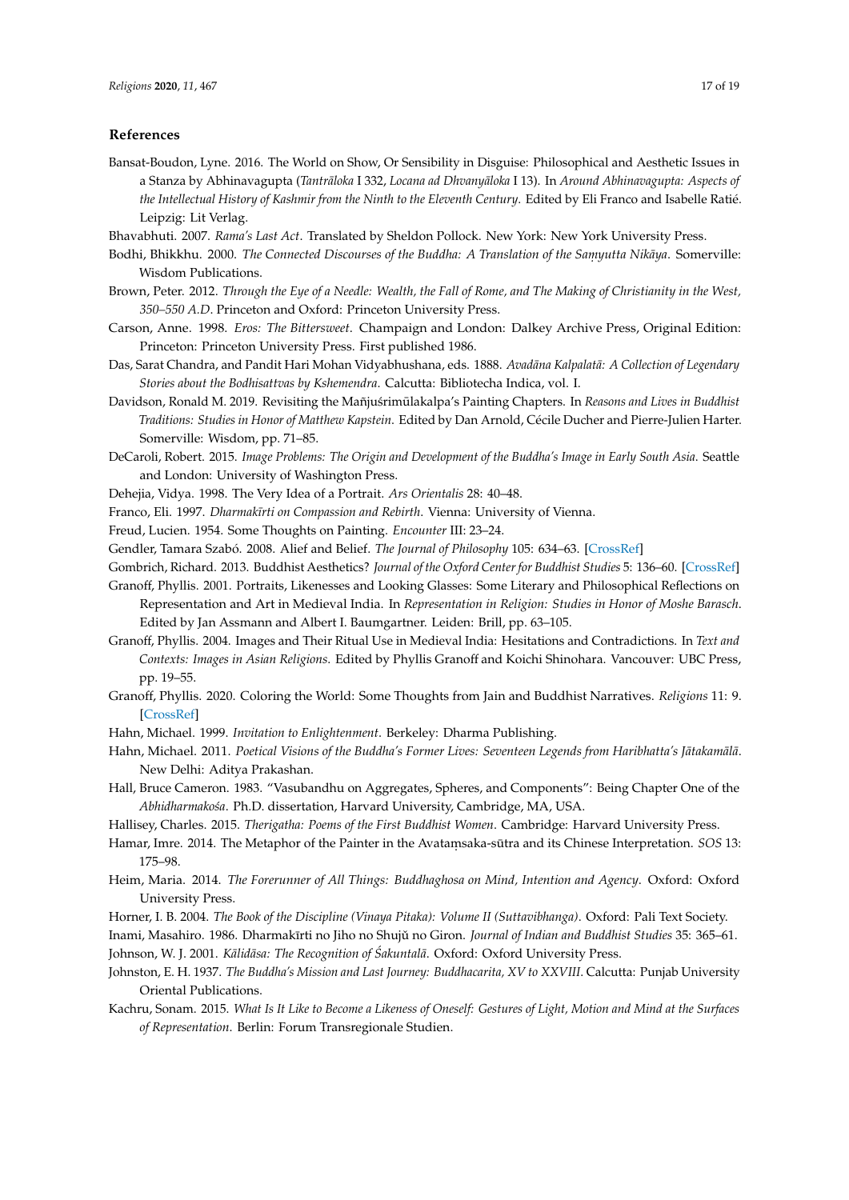## References

Bansat-Boudon, Lyne. 2016. The World on Show, Or Sensibility in Disguise: Philosophical and Aesthetic Issues in a Stanza by Abhinavagupta (*Tantrāloka* I 332, *Locana ad Dhvanyāloka* I 13). In *Around Abhinavagupta: Aspects of the Intellectual History of Kashmir from the Ninth to the Eleventh Century*. Edited by Eli Franco and Isabelle Ratié. Leipzig: Lit Verlag.

Bhavabhuti. 2007. *Rama's Last Act*. Translated by Sheldon Pollock. New York: New York University Press.

Bodhi, Bhikkhu. 2000. *The Connected Discourses of the Buddha: A Translation of the Saṃyutta Nikāya*. Somerville: Wisdom Publications.

Brown, Peter. 2012. *Through the Eye of a Needle: Wealth, the Fall of Rome, and The Making of Christianity in the West, 350–550 A.D*. Princeton and Oxford: Princeton University Press.

Carson, Anne. 1998. *Eros: The Bittersweet*. Champaign and London: Dalkey Archive Press, Original Edition: Princeton: Princeton University Press. First published 1986.

Das, Sarat Chandra, and Pandit Hari Mohan Vidyabhushana, eds. 1888. *Avadāna Kalpalatā: A Collection of Legendary Stories about the Bodhisattvas by Kshemendra*. Calcutta: Bibliotecha Indica, vol. I.

Davidson, Ronald M. 2019. Revisiting the Mañjuśrimūlakalpa's Painting Chapters. In *Reasons and Lives in Buddhist Traditions: Studies in Honor of Matthew Kapstein*. Edited by Dan Arnold, Cécile Ducher and Pierre-Julien Harter. Somerville: Wisdom, pp. 71–85.

DeCaroli, Robert. 2015. *Image Problems: The Origin and Development of the Buddha's Image in Early South Asia*. Seattle and London: University of Washington Press.

Dehejia, Vidya. 1998. The Very Idea of a Portrait. *Ars Orientalis* 28: 40–48.

Franco, Eli. 1997. *Dharmakīrti on Compassion and Rebirth*. Vienna: University of Vienna.

Freud, Lucien. 1954. Some Thoughts on Painting. *Encounter* III: 23–24.

Gendler, Tamara Szabó. 2008. Alief and Belief. *The Journal of Philosophy* 105: 634–63. [CrossRef]

Gombrich, Richard. 2013. Buddhist Aesthetics? *Journal of the Oxford Center for Buddhist Studies* 5: 136–60. [CrossRef]

Granoff, Phyllis. 2001. Portraits, Likenesses and Looking Glasses: Some Literary and Philosophical Reflections on Representation and Art in Medieval India. In *Representation in Religion: Studies in Honor of Moshe Barasch*. Edited by Jan Assmann and Albert I. Baumgartner. Leiden: Brill, pp. 63–105.

Granoff, Phyllis. 2004. Images and Their Ritual Use in Medieval India: Hesitations and Contradictions. In *Text and Contexts: Images in Asian Religions*. Edited by Phyllis Granoff and Koichi Shinohara. Vancouver: UBC Press, pp. 19–55.

Granoff, Phyllis. 2020. Coloring the World: Some Thoughts from Jain and Buddhist Narratives. *Religions* 11: 9. [CrossRef]

Hahn, Michael. 1999. *Invitation to Enlightenment*. Berkeley: Dharma Publishing.

Hahn, Michael. 2011. *Poetical Visions of the Buddha's Former Lives: Seventeen Legends from Haribhatta's Jātakamālā*. New Delhi: Aditya Prakashan.

Hall, Bruce Cameron. 1983. "Vasubandhu on Aggregates, Spheres, and Components": Being Chapter One of the *Abhidharmakośa*. Ph.D. dissertation, Harvard University, Cambridge, MA, USA.

Hallisey, Charles. 2015. *Therigatha: Poems of the First Buddhist Women*. Cambridge: Harvard University Press.

Hamar, Imre. 2014. The Metaphor of the Painter in the Avataṃsaka-sūtra and its Chinese Interpretation. *SOS* 13: 175–98.

Heim, Maria. 2014. *The Forerunner of All Things: Buddhaghosa on Mind, Intention and Agency*. Oxford: Oxford University Press.

Horner, I. B. 2004. *The Book of the Discipline (Vinaya Pitaka): Volume II (Suttavibhanga)*. Oxford: Pali Text Society.

Inami, Masahiro. 1986. Dharmakīrti no Jiho no Shujŭ no Giron. *Journal of Indian and Buddhist Studies* 35: 365–61.

Johnson, W. J. 2001. *Kālidāsa: The Recognition of Śakuntalā*. Oxford: Oxford University Press.

Johnston, E. H. 1937. *The Buddha's Mission and Last Journey: Buddhacarita, XV to XXVIII*. Calcutta: Punjab University Oriental Publications.

Kachru, Sonam. 2015. *What Is It Like to Become a Likeness of Oneself: Gestures of Light, Motion and Mind at the Surfaces of Representation*. Berlin: Forum Transregionale Studien.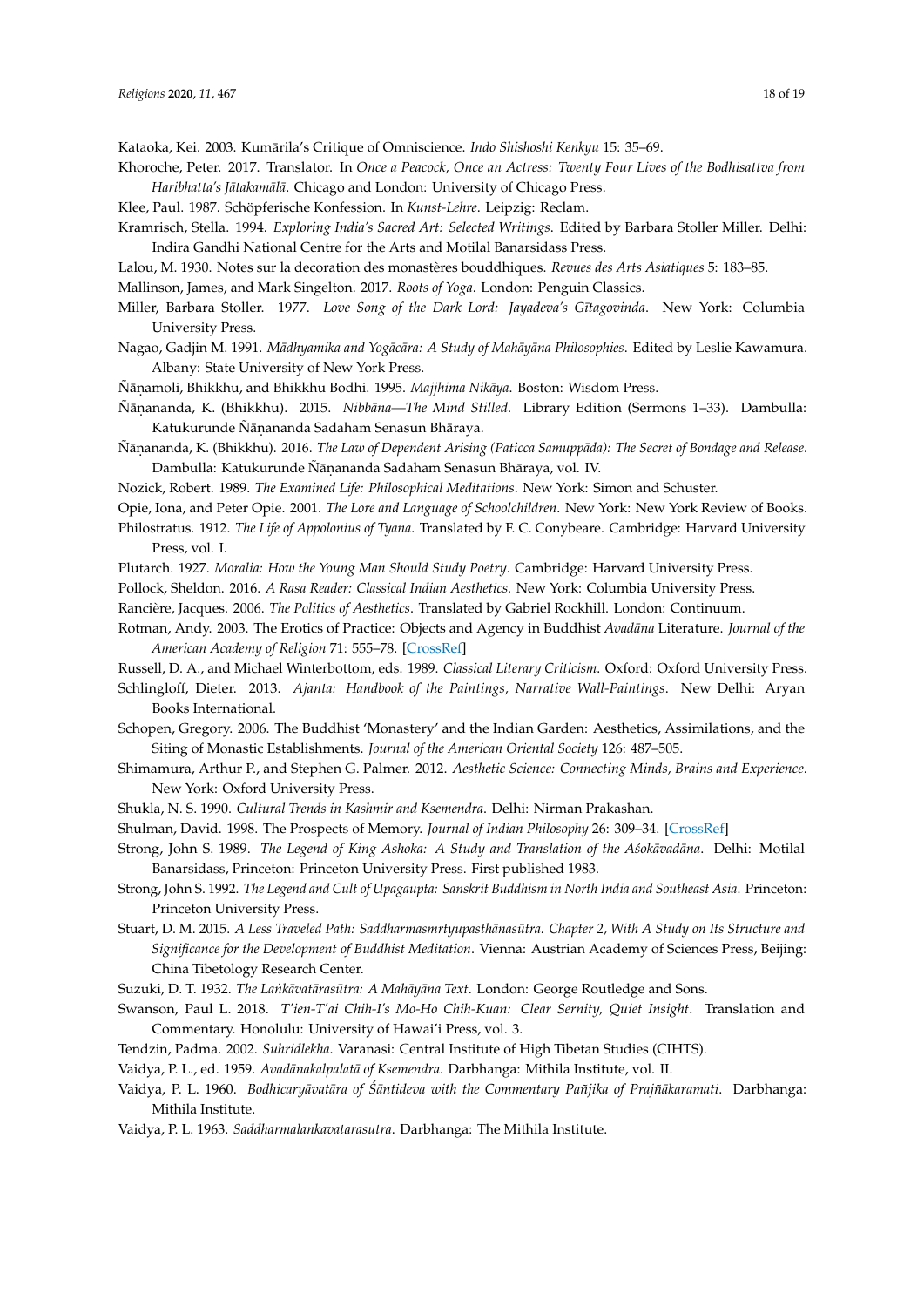Kataoka, Kei. 2003. Kumārila's Critique of Omniscience. *Indo Shishoshi Kenkyu* 15: 35–69.

Khoroche, Peter. 2017. Translator. In *Once a Peacock, Once an Actress: Twenty Four Lives of the Bodhisattva from Haribhatta's Jātakamālā*. Chicago and London: University of Chicago Press.

Klee, Paul. 1987. Schöpferische Konfession. In *Kunst-Lehre*. Leipzig: Reclam.

Kramrisch, Stella. 1994. *Exploring India's Sacred Art: Selected Writings*. Edited by Barbara Stoller Miller. Delhi: Indira Gandhi National Centre for the Arts and Motilal Banarsidass Press.

Lalou, M. 1930. Notes sur la decoration des monastères bouddhiques. *Revues des Arts Asiatiques* 5: 183–85.

Mallinson, James, and Mark Singelton. 2017. *Roots of Yoga*. London: Penguin Classics.

Miller, Barbara Stoller. 1977. *Love Song of the Dark Lord: Jayadeva's Gītagovinda*. New York: Columbia University Press.

Nagao, Gadjin M. 1991. *Mādhyamika and Yogācāra: A Study of Mahāyāna Philosophies*. Edited by Leslie Kawamura. Albany: State University of New York Press.

Ñāṇamoli, Bhikkhu, and Bhikkhu Bodhi. 1995. *Majjhima Nikāya*. Boston: Wisdom Press.

Ñāṇananda, K. (Bhikkhu). 2015. *Nibbāna—The Mind Stilled*. Library Edition (Sermons 1–33). Dambulla: Katukurunde Ñāṇananda Sadaham Senasun Bhāraya.

Ñāṇananda, K. (Bhikkhu). 2016. *The Law of Dependent Arising (Paticca Samuppāda): The Secret of Bondage and Release*. Dambulla: Katukurunde Ñāṇananda Sadaham Senasun Bhāraya, vol. IV.

Nozick, Robert. 1989. *The Examined Life: Philosophical Meditations*. New York: Simon and Schuster.

Opie, Iona, and Peter Opie. 2001. *The Lore and Language of Schoolchildren*. New York: New York Review of Books.

Philostratus. 1912. *The Life of Appolonius of Tyana*. Translated by F. C. Conybeare. Cambridge: Harvard University Press, vol. I.

Plutarch. 1927. *Moralia: How the Young Man Should Study Poetry*. Cambridge: Harvard University Press.

Pollock, Sheldon. 2016. *A Rasa Reader: Classical Indian Aesthetics*. New York: Columbia University Press.

Rancière, Jacques. 2006. *The Politics of Aesthetics*. Translated by Gabriel Rockhill. London: Continuum.

Rotman, Andy. 2003. The Erotics of Practice: Objects and Agency in Buddhist *Avadāna* Literature. *Journal of the American Academy of Religion* 71: 555–78. [CrossRef]

Russell, D. A., and Michael Winterbottom, eds. 1989. *Classical Literary Criticism*. Oxford: Oxford University Press.

Schlingloff, Dieter. 2013. *Ajanta: Handbook of the Paintings, Narrative Wall-Paintings*. New Delhi: Aryan Books International.

Schopen, Gregory. 2006. The Buddhist 'Monastery' and the Indian Garden: Aesthetics, Assimilations, and the Siting of Monastic Establishments. *Journal of the American Oriental Society* 126: 487–505.

Shimamura, Arthur P., and Stephen G. Palmer. 2012. *Aesthetic Science: Connecting Minds, Brains and Experience*. New York: Oxford University Press.

Shukla, N. S. 1990. *Cultural Trends in Kashmir and Ksemendra*. Delhi: Nirman Prakashan.

Shulman, David. 1998. The Prospects of Memory. *Journal of Indian Philosophy* 26: 309–34. [CrossRef]

Strong, John S. 1989. *The Legend of King Ashoka: A Study and Translation of the Aśokāvadāna*. Delhi: Motilal Banarsidass, Princeton: Princeton University Press. First published 1983.

Strong, John S. 1992. *The Legend and Cult of Upagaupta: Sanskrit Buddhism in North India and Southeast Asia*. Princeton: Princeton University Press.

Stuart, D. M. 2015. *A Less Traveled Path: Saddharmasmrtyupasthānasūtra. Chapter 2, With A Study on Its Structure and Significance for the Development of Buddhist Meditation*. Vienna: Austrian Academy of Sciences Press, Beijing: China Tibetology Research Center.

Suzuki, D. T. 1932. *The Laṅkāvatārasūtra: A Mahāyāna Text*. London: George Routledge and Sons.

Swanson, Paul L. 2018. *T'ien-T'ai Chih-I's Mo-Ho Chih-Kuan: Clear Sernity, Quiet Insight*. Translation and Commentary. Honolulu: University of Hawai'i Press, vol. 3.

Tendzin, Padma. 2002. *Suhridlekha*. Varanasi: Central Institute of High Tibetan Studies (CIHTS).

Vaidya, P. L., ed. 1959. *Avadānakalpalatā of Ksemendra*. Darbhanga: Mithila Institute, vol. II.

Vaidya, P. L. 1960. *Bodhicaryāvatāra of Śāntideva with the Commentary Pañjika of Prajñākaramati*. Darbhanga: Mithila Institute.

Vaidya, P. L. 1963. *Saddharmalankavatarasutra*. Darbhanga: The Mithila Institute.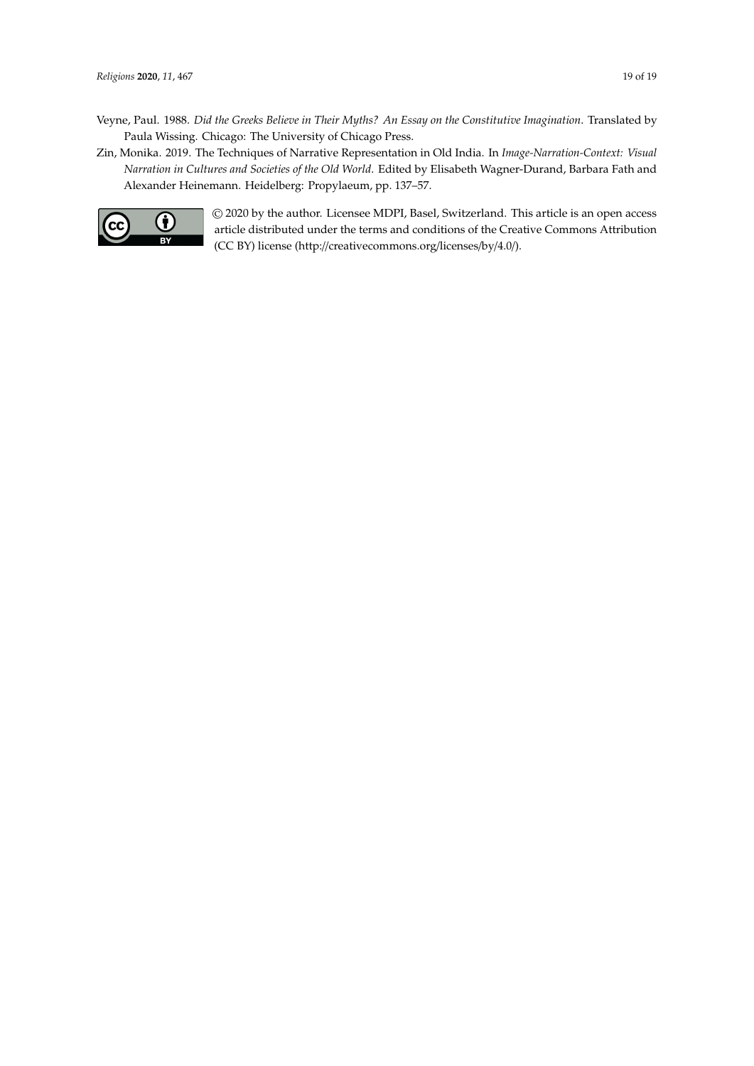Veyne, Paul. 1988. *Did the Greeks Believe in Their Myths? An Essay on the Constitutive Imagination*. Translated by Paula Wissing. Chicago: The University of Chicago Press.

Zin, Monika. 2019. The Techniques of Narrative Representation in Old India. In *Image-Narration-Context: Visual Narration in Cultures and Societies of the Old World*. Edited by Elisabeth Wagner-Durand, Barbara Fath and Alexander Heinemann. Heidelberg: Propylaeum, pp. 137–57.

© 2020 by the author. Licensee MDPI, Basel, Switzerland. This article is an open access article distributed under the terms and conditions of the Creative Commons Attribution (CC BY) license (http://creativecommons.org/licenses/by/4.0/).